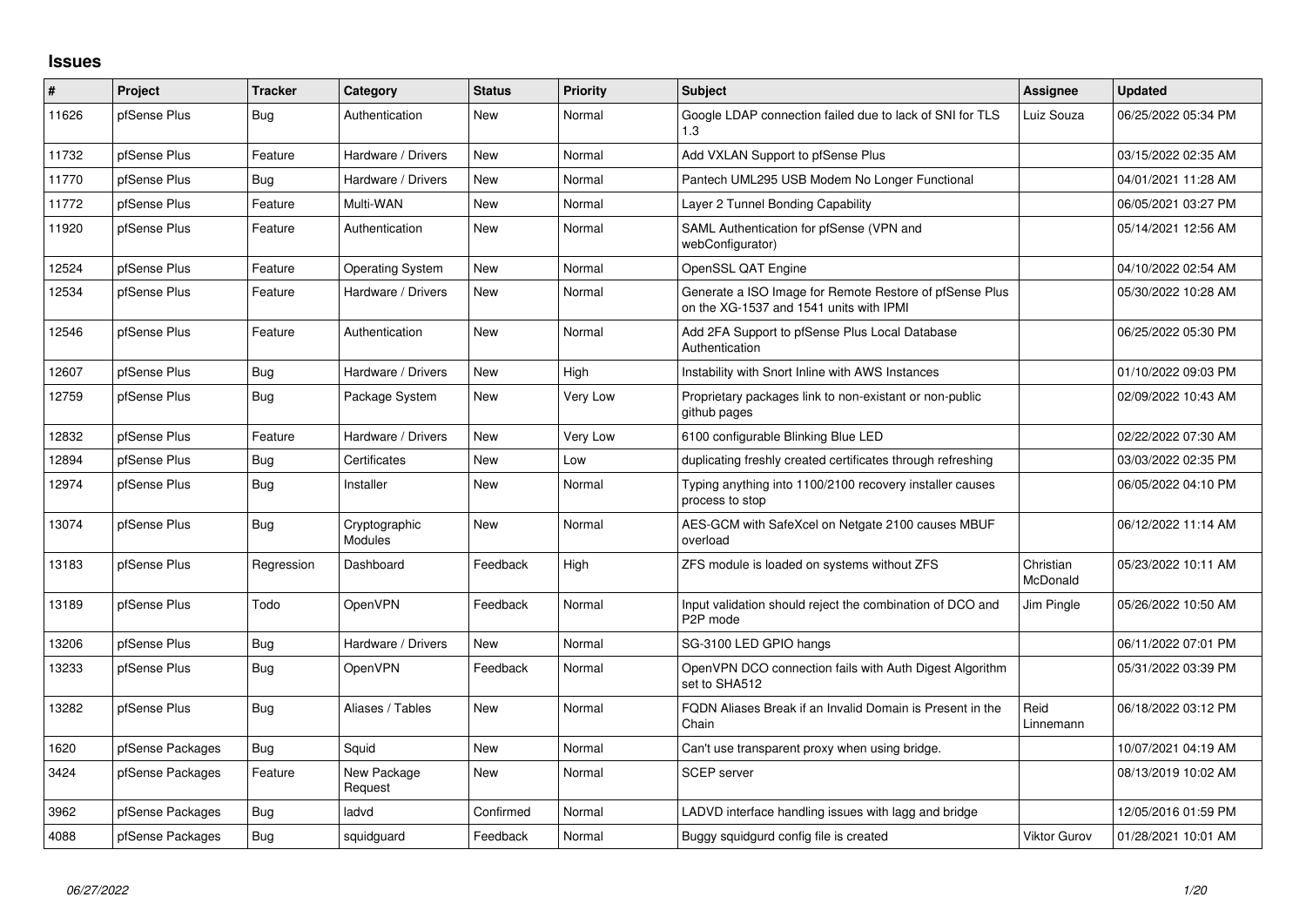## Issues

| # | Project | Tracker | Category | Status | Priority | Subject | Assignee | Updated |
|---|---|---|---|---|---|---|---|---|
| 11626 | pfSense Plus | Bug | Authentication | New | Normal | Google LDAP connection failed due to lack of SNI for TLS 1.3 | Luiz Souza | 06/25/2022 05:34 PM |
| 11732 | pfSense Plus | Feature | Hardware / Drivers | New | Normal | Add VXLAN Support to pfSense Plus | | 03/15/2022 02:35 AM |
| 11770 | pfSense Plus | Bug | Hardware / Drivers | New | Normal | Pantech UML295 USB Modem No Longer Functional | | 04/01/2021 11:28 AM |
| 11772 | pfSense Plus | Feature | Multi-WAN | New | Normal | Layer 2 Tunnel Bonding Capability | | 06/05/2021 03:27 PM |
| 11920 | pfSense Plus | Feature | Authentication | New | Normal | SAML Authentication for pfSense (VPN and webConfigurator) | | 05/14/2021 12:56 AM |
| 12524 | pfSense Plus | Feature | Operating System | New | Normal | OpenSSL QAT Engine | | 04/10/2022 02:54 AM |
| 12534 | pfSense Plus | Feature | Hardware / Drivers | New | Normal | Generate a ISO Image for Remote Restore of pfSense Plus on the XG-1537 and 1541 units with IPMI | | 05/30/2022 10:28 AM |
| 12546 | pfSense Plus | Feature | Authentication | New | Normal | Add 2FA Support to pfSense Plus Local Database Authentication | | 06/25/2022 05:30 PM |
| 12607 | pfSense Plus | Bug | Hardware / Drivers | New | High | Instability with Snort Inline with AWS Instances | | 01/10/2022 09:03 PM |
| 12759 | pfSense Plus | Bug | Package System | New | Very Low | Proprietary packages link to non-existant or non-public github pages | | 02/09/2022 10:43 AM |
| 12832 | pfSense Plus | Feature | Hardware / Drivers | New | Very Low | 6100 configurable Blinking Blue LED | | 02/22/2022 07:30 AM |
| 12894 | pfSense Plus | Bug | Certificates | New | Low | duplicating freshly created certificates through refreshing | | 03/03/2022 02:35 PM |
| 12974 | pfSense Plus | Bug | Installer | New | Normal | Typing anything into 1100/2100 recovery installer causes process to stop | | 06/05/2022 04:10 PM |
| 13074 | pfSense Plus | Bug | Cryptographic Modules | New | Normal | AES-GCM with SafeXcel on Netgate 2100 causes MBUF overload | | 06/12/2022 11:14 AM |
| 13183 | pfSense Plus | Regression | Dashboard | Feedback | High | ZFS module is loaded on systems without ZFS | Christian McDonald | 05/23/2022 10:11 AM |
| 13189 | pfSense Plus | Todo | OpenVPN | Feedback | Normal | Input validation should reject the combination of DCO and P2P mode | Jim Pingle | 05/26/2022 10:50 AM |
| 13206 | pfSense Plus | Bug | Hardware / Drivers | New | Normal | SG-3100 LED GPIO hangs | | 06/11/2022 07:01 PM |
| 13233 | pfSense Plus | Bug | OpenVPN | Feedback | Normal | OpenVPN DCO connection fails with Auth Digest Algorithm set to SHA512 | | 05/31/2022 03:39 PM |
| 13282 | pfSense Plus | Bug | Aliases / Tables | New | Normal | FQDN Aliases Break if an Invalid Domain is Present in the Chain | Reid Linnemann | 06/18/2022 03:12 PM |
| 1620 | pfSense Packages | Bug | Squid | New | Normal | Can't use transparent proxy when using bridge. | | 10/07/2021 04:19 AM |
| 3424 | pfSense Packages | Feature | New Package Request | New | Normal | SCEP server | | 08/13/2019 10:02 AM |
| 3962 | pfSense Packages | Bug | ladvd | Confirmed | Normal | LADVD interface handling issues with lagg and bridge | | 12/05/2016 01:59 PM |
| 4088 | pfSense Packages | Bug | squidguard | Feedback | Normal | Buggy squidgurd config file is created | Viktor Gurov | 01/28/2021 10:01 AM |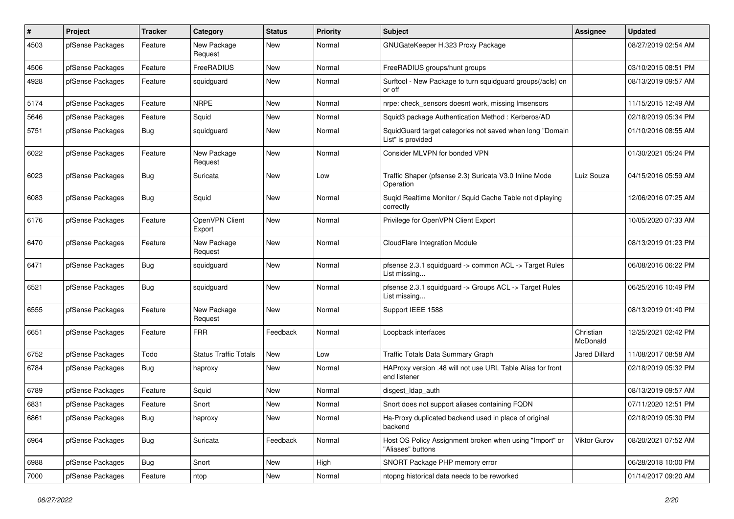| # | Project | Tracker | Category | Status | Priority | Subject | Assignee | Updated |
|---|---|---|---|---|---|---|---|---|
| 4503 | pfSense Packages | Feature | New Package Request | New | Normal | GNUGateKeeper H.323 Proxy Package | | 08/27/2019 02:54 AM |
| 4506 | pfSense Packages | Feature | FreeRADIUS | New | Normal | FreeRADIUS groups/hunt groups | | 03/10/2015 08:51 PM |
| 4928 | pfSense Packages | Feature | squidguard | New | Normal | Surftool - New Package to turn squidguard groups(/acls) on or off | | 08/13/2019 09:57 AM |
| 5174 | pfSense Packages | Feature | NRPE | New | Normal | nrpe: check_sensors doesnt work, missing lmsensors | | 11/15/2015 12:49 AM |
| 5646 | pfSense Packages | Feature | Squid | New | Normal | Squid3 package Authentication Method : Kerberos/AD | | 02/18/2019 05:34 PM |
| 5751 | pfSense Packages | Bug | squidguard | New | Normal | SquidGuard target categories not saved when long "Domain List" is provided | | 01/10/2016 08:55 AM |
| 6022 | pfSense Packages | Feature | New Package Request | New | Normal | Consider MLVPN for bonded VPN | | 01/30/2021 05:24 PM |
| 6023 | pfSense Packages | Bug | Suricata | New | Low | Traffic Shaper (pfsense 2.3) Suricata V3.0 Inline Mode Operation | Luiz Souza | 04/15/2016 05:59 AM |
| 6083 | pfSense Packages | Bug | Squid | New | Normal | Suqid Realtime Monitor / Squid Cache Table not diplaying correctly | | 12/06/2016 07:25 AM |
| 6176 | pfSense Packages | Feature | OpenVPN Client Export | New | Normal | Privilege for OpenVPN Client Export | | 10/05/2020 07:33 AM |
| 6470 | pfSense Packages | Feature | New Package Request | New | Normal | CloudFlare Integration Module | | 08/13/2019 01:23 PM |
| 6471 | pfSense Packages | Bug | squidguard | New | Normal | pfsense 2.3.1 squidguard -> common ACL -> Target Rules List missing... | | 06/08/2016 06:22 PM |
| 6521 | pfSense Packages | Bug | squidguard | New | Normal | pfsense 2.3.1 squidguard -> Groups ACL -> Target Rules List missing... | | 06/25/2016 10:49 PM |
| 6555 | pfSense Packages | Feature | New Package Request | New | Normal | Support IEEE 1588 | | 08/13/2019 01:40 PM |
| 6651 | pfSense Packages | Feature | FRR | Feedback | Normal | Loopback interfaces | Christian McDonald | 12/25/2021 02:42 PM |
| 6752 | pfSense Packages | Todo | Status Traffic Totals | New | Low | Traffic Totals Data Summary Graph | Jared Dillard | 11/08/2017 08:58 AM |
| 6784 | pfSense Packages | Bug | haproxy | New | Normal | HAProxy version .48 will not use URL Table Alias for front end listener | | 02/18/2019 05:32 PM |
| 6789 | pfSense Packages | Feature | Squid | New | Normal | disgest_ldap_auth | | 08/13/2019 09:57 AM |
| 6831 | pfSense Packages | Feature | Snort | New | Normal | Snort does not support aliases containing FQDN | | 07/11/2020 12:51 PM |
| 6861 | pfSense Packages | Bug | haproxy | New | Normal | Ha-Proxy duplicated backend used in place of original backend | | 02/18/2019 05:30 PM |
| 6964 | pfSense Packages | Bug | Suricata | Feedback | Normal | Host OS Policy Assignment broken when using "Import" or "Aliases" buttons | Viktor Gurov | 08/20/2021 07:52 AM |
| 6988 | pfSense Packages | Bug | Snort | New | High | SNORT Package PHP memory error | | 06/28/2018 10:00 PM |
| 7000 | pfSense Packages | Feature | ntop | New | Normal | ntopng historical data needs to be reworked | | 01/14/2017 09:20 AM |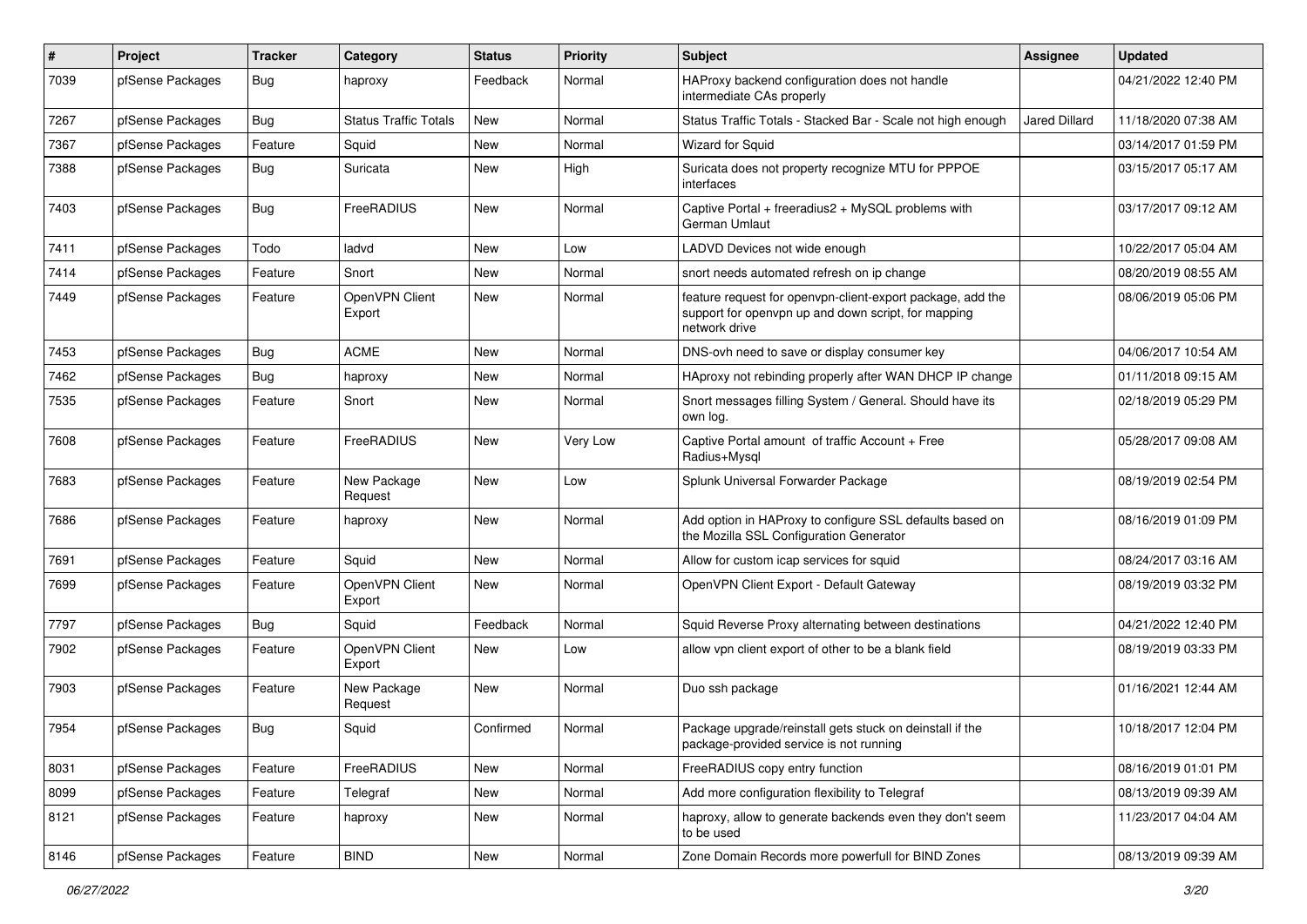| # | Project | Tracker | Category | Status | Priority | Subject | Assignee | Updated |
|---|---|---|---|---|---|---|---|---|
| 7039 | pfSense Packages | Bug | haproxy | Feedback | Normal | HAProxy backend configuration does not handle intermediate CAs properly | | 04/21/2022 12:40 PM |
| 7267 | pfSense Packages | Bug | Status Traffic Totals | New | Normal | Status Traffic Totals - Stacked Bar - Scale not high enough | Jared Dillard | 11/18/2020 07:38 AM |
| 7367 | pfSense Packages | Feature | Squid | New | Normal | Wizard for Squid | | 03/14/2017 01:59 PM |
| 7388 | pfSense Packages | Bug | Suricata | New | High | Suricata does not property recognize MTU for PPPOE interfaces | | 03/15/2017 05:17 AM |
| 7403 | pfSense Packages | Bug | FreeRADIUS | New | Normal | Captive Portal + freeradius2 + MySQL problems with German Umlaut | | 03/17/2017 09:12 AM |
| 7411 | pfSense Packages | Todo | ladvd | New | Low | LADVD Devices not wide enough | | 10/22/2017 05:04 AM |
| 7414 | pfSense Packages | Feature | Snort | New | Normal | snort needs automated refresh on ip change | | 08/20/2019 08:55 AM |
| 7449 | pfSense Packages | Feature | OpenVPN Client Export | New | Normal | feature request for openvpn-client-export package, add the support for openvpn up and down script, for mapping network drive | | 08/06/2019 05:06 PM |
| 7453 | pfSense Packages | Bug | ACME | New | Normal | DNS-ovh need to save or display consumer key | | 04/06/2017 10:54 AM |
| 7462 | pfSense Packages | Bug | haproxy | New | Normal | HAproxy not rebinding properly after WAN DHCP IP change | | 01/11/2018 09:15 AM |
| 7535 | pfSense Packages | Feature | Snort | New | Normal | Snort messages filling System / General. Should have its own log. | | 02/18/2019 05:29 PM |
| 7608 | pfSense Packages | Feature | FreeRADIUS | New | Very Low | Captive Portal amount of traffic Account + Free Radius+Mysql | | 05/28/2017 09:08 AM |
| 7683 | pfSense Packages | Feature | New Package Request | New | Low | Splunk Universal Forwarder Package | | 08/19/2019 02:54 PM |
| 7686 | pfSense Packages | Feature | haproxy | New | Normal | Add option in HAProxy to configure SSL defaults based on the Mozilla SSL Configuration Generator | | 08/16/2019 01:09 PM |
| 7691 | pfSense Packages | Feature | Squid | New | Normal | Allow for custom icap services for squid | | 08/24/2017 03:16 AM |
| 7699 | pfSense Packages | Feature | OpenVPN Client Export | New | Normal | OpenVPN Client Export - Default Gateway | | 08/19/2019 03:32 PM |
| 7797 | pfSense Packages | Bug | Squid | Feedback | Normal | Squid Reverse Proxy alternating between destinations | | 04/21/2022 12:40 PM |
| 7902 | pfSense Packages | Feature | OpenVPN Client Export | New | Low | allow vpn client export of other to be a blank field | | 08/19/2019 03:33 PM |
| 7903 | pfSense Packages | Feature | New Package Request | New | Normal | Duo ssh package | | 01/16/2021 12:44 AM |
| 7954 | pfSense Packages | Bug | Squid | Confirmed | Normal | Package upgrade/reinstall gets stuck on deinstall if the package-provided service is not running | | 10/18/2017 12:04 PM |
| 8031 | pfSense Packages | Feature | FreeRADIUS | New | Normal | FreeRADIUS copy entry function | | 08/16/2019 01:01 PM |
| 8099 | pfSense Packages | Feature | Telegraf | New | Normal | Add more configuration flexibility to Telegraf | | 08/13/2019 09:39 AM |
| 8121 | pfSense Packages | Feature | haproxy | New | Normal | haproxy, allow to generate backends even they don't seem to be used | | 11/23/2017 04:04 AM |
| 8146 | pfSense Packages | Feature | BIND | New | Normal | Zone Domain Records more powerfull for BIND Zones | | 08/13/2019 09:39 AM |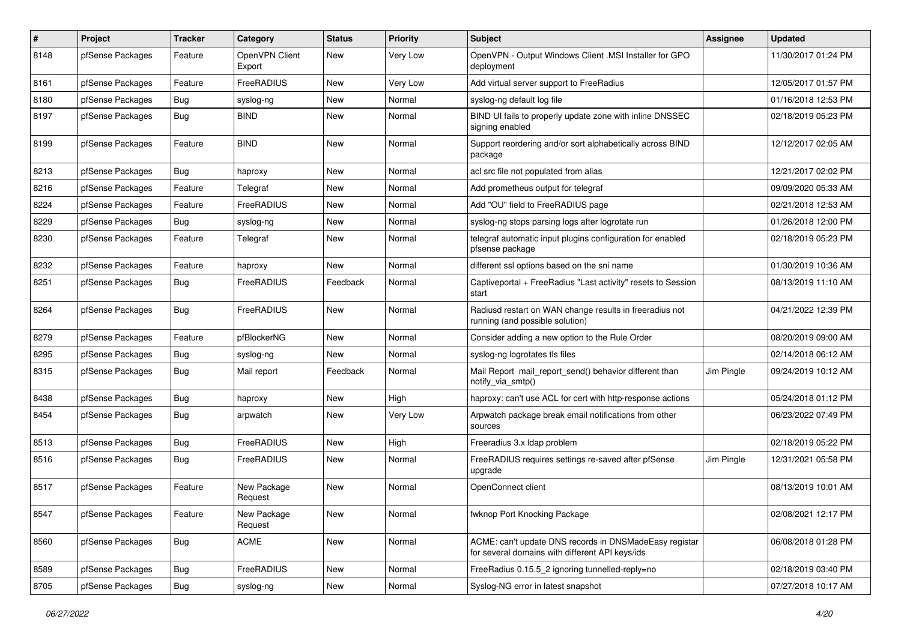| # | Project | Tracker | Category | Status | Priority | Subject | Assignee | Updated |
|---|---|---|---|---|---|---|---|---|
| 8148 | pfSense Packages | Feature | OpenVPN Client Export | New | Very Low | OpenVPN - Output Windows Client .MSI Installer for GPO deployment | | 11/30/2017 01:24 PM |
| 8161 | pfSense Packages | Feature | FreeRADIUS | New | Very Low | Add virtual server support to FreeRadius | | 12/05/2017 01:57 PM |
| 8180 | pfSense Packages | Bug | syslog-ng | New | Normal | syslog-ng default log file | | 01/16/2018 12:53 PM |
| 8197 | pfSense Packages | Bug | BIND | New | Normal | BIND UI fails to properly update zone with inline DNSSEC signing enabled | | 02/18/2019 05:23 PM |
| 8199 | pfSense Packages | Feature | BIND | New | Normal | Support reordering and/or sort alphabetically across BIND package | | 12/12/2017 02:05 AM |
| 8213 | pfSense Packages | Bug | haproxy | New | Normal | acl src file not populated from alias | | 12/21/2017 02:02 PM |
| 8216 | pfSense Packages | Feature | Telegraf | New | Normal | Add prometheus output for telegraf | | 09/09/2020 05:33 AM |
| 8224 | pfSense Packages | Feature | FreeRADIUS | New | Normal | Add "OU" field to FreeRADIUS page | | 02/21/2018 12:53 AM |
| 8229 | pfSense Packages | Bug | syslog-ng | New | Normal | syslog-ng stops parsing logs after logrotate run | | 01/26/2018 12:00 PM |
| 8230 | pfSense Packages | Feature | Telegraf | New | Normal | telegraf automatic input plugins configuration for enabled pfsense package | | 02/18/2019 05:23 PM |
| 8232 | pfSense Packages | Feature | haproxy | New | Normal | different ssl options based on the sni name | | 01/30/2019 10:36 AM |
| 8251 | pfSense Packages | Bug | FreeRADIUS | Feedback | Normal | Captiveportal + FreeRadius "Last activity" resets to Session start | | 08/13/2019 11:10 AM |
| 8264 | pfSense Packages | Bug | FreeRADIUS | New | Normal | Radiusd restart on WAN change results in freeradius not running (and possible solution) | | 04/21/2022 12:39 PM |
| 8279 | pfSense Packages | Feature | pfBlockerNG | New | Normal | Consider adding a new option to the Rule Order | | 08/20/2019 09:00 AM |
| 8295 | pfSense Packages | Bug | syslog-ng | New | Normal | syslog-ng logrotates tls files | | 02/14/2018 06:12 AM |
| 8315 | pfSense Packages | Bug | Mail report | Feedback | Normal | Mail Report mail_report_send() behavior different than notify_via_smtp() | Jim Pingle | 09/24/2019 10:12 AM |
| 8438 | pfSense Packages | Bug | haproxy | New | High | haproxy: can't use ACL for cert with http-response actions | | 05/24/2018 01:12 PM |
| 8454 | pfSense Packages | Bug | arpwatch | New | Very Low | Arpwatch package break email notifications from other sources | | 06/23/2022 07:49 PM |
| 8513 | pfSense Packages | Bug | FreeRADIUS | New | High | Freeradius 3.x ldap problem | | 02/18/2019 05:22 PM |
| 8516 | pfSense Packages | Bug | FreeRADIUS | New | Normal | FreeRADIUS requires settings re-saved after pfSense upgrade | Jim Pingle | 12/31/2021 05:58 PM |
| 8517 | pfSense Packages | Feature | New Package Request | New | Normal | OpenConnect client | | 08/13/2019 10:01 AM |
| 8547 | pfSense Packages | Feature | New Package Request | New | Normal | fwknop Port Knocking Package | | 02/08/2021 12:17 PM |
| 8560 | pfSense Packages | Bug | ACME | New | Normal | ACME: can't update DNS records in DNSMadeEasy registar for several domains with different API keys/ids | | 06/08/2018 01:28 PM |
| 8589 | pfSense Packages | Bug | FreeRADIUS | New | Normal | FreeRadius 0.15.5_2 ignoring tunnelled-reply=no | | 02/18/2019 03:40 PM |
| 8705 | pfSense Packages | Bug | syslog-ng | New | Normal | Syslog-NG error in latest snapshot | | 07/27/2018 10:17 AM |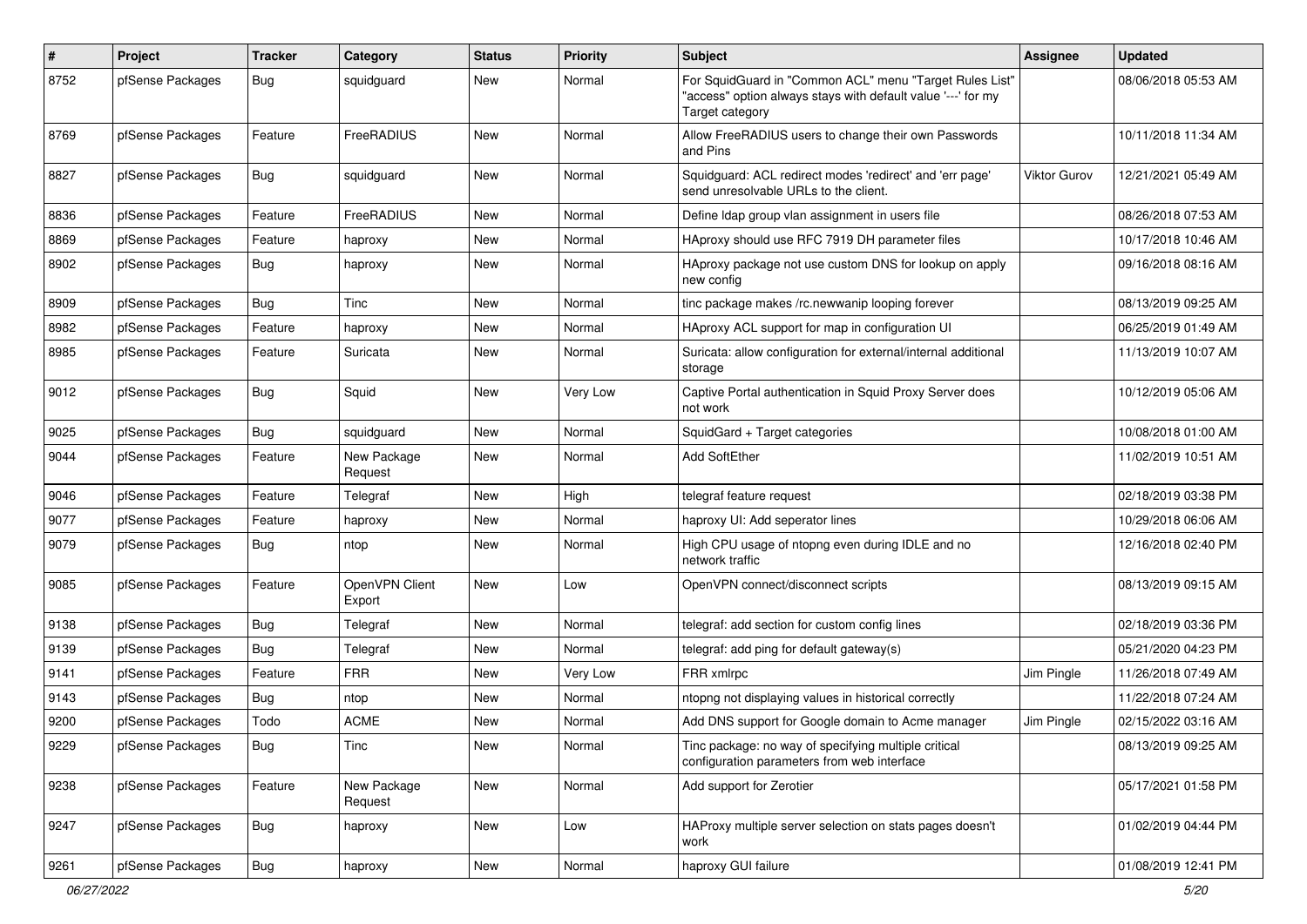| # | Project | Tracker | Category | Status | Priority | Subject | Assignee | Updated |
|---|---|---|---|---|---|---|---|---|
| 8752 | pfSense Packages | Bug | squidguard | New | Normal | For SquidGuard in "Common ACL" menu "Target Rules List" "access" option always stays with default value '---' for my Target category | | 08/06/2018 05:53 AM |
| 8769 | pfSense Packages | Feature | FreeRADIUS | New | Normal | Allow FreeRADIUS users to change their own Passwords and Pins | | 10/11/2018 11:34 AM |
| 8827 | pfSense Packages | Bug | squidguard | New | Normal | Squidguard: ACL redirect modes 'redirect' and 'err page' send unresolvable URLs to the client. | Viktor Gurov | 12/21/2021 05:49 AM |
| 8836 | pfSense Packages | Feature | FreeRADIUS | New | Normal | Define ldap group vlan assignment in users file | | 08/26/2018 07:53 AM |
| 8869 | pfSense Packages | Feature | haproxy | New | Normal | HAproxy should use RFC 7919 DH parameter files | | 10/17/2018 10:46 AM |
| 8902 | pfSense Packages | Bug | haproxy | New | Normal | HAproxy package not use custom DNS for lookup on apply new config | | 09/16/2018 08:16 AM |
| 8909 | pfSense Packages | Bug | Tinc | New | Normal | tinc package makes /rc.newwanip looping forever | | 08/13/2019 09:25 AM |
| 8982 | pfSense Packages | Feature | haproxy | New | Normal | HAproxy ACL support for map in configuration UI | | 06/25/2019 01:49 AM |
| 8985 | pfSense Packages | Feature | Suricata | New | Normal | Suricata: allow configuration for external/internal additional storage | | 11/13/2019 10:07 AM |
| 9012 | pfSense Packages | Bug | Squid | New | Very Low | Captive Portal authentication in Squid Proxy Server does not work | | 10/12/2019 05:06 AM |
| 9025 | pfSense Packages | Bug | squidguard | New | Normal | SquidGard + Target categories | | 10/08/2018 01:00 AM |
| 9044 | pfSense Packages | Feature | New Package Request | New | Normal | Add SoftEther | | 11/02/2019 10:51 AM |
| 9046 | pfSense Packages | Feature | Telegraf | New | High | telegraf feature request | | 02/18/2019 03:38 PM |
| 9077 | pfSense Packages | Feature | haproxy | New | Normal | haproxy UI: Add seperator lines | | 10/29/2018 06:06 AM |
| 9079 | pfSense Packages | Bug | ntop | New | Normal | High CPU usage of ntopng even during IDLE and no network traffic | | 12/16/2018 02:40 PM |
| 9085 | pfSense Packages | Feature | OpenVPN Client Export | New | Low | OpenVPN connect/disconnect scripts | | 08/13/2019 09:15 AM |
| 9138 | pfSense Packages | Bug | Telegraf | New | Normal | telegraf: add section for custom config lines | | 02/18/2019 03:36 PM |
| 9139 | pfSense Packages | Bug | Telegraf | New | Normal | telegraf: add ping for default gateway(s) | | 05/21/2020 04:23 PM |
| 9141 | pfSense Packages | Feature | FRR | New | Very Low | FRR xmlrpc | Jim Pingle | 11/26/2018 07:49 AM |
| 9143 | pfSense Packages | Bug | ntop | New | Normal | ntopng not displaying values in historical correctly | | 11/22/2018 07:24 AM |
| 9200 | pfSense Packages | Todo | ACME | New | Normal | Add DNS support for Google domain to Acme manager | Jim Pingle | 02/15/2022 03:16 AM |
| 9229 | pfSense Packages | Bug | Tinc | New | Normal | Tinc package: no way of specifying multiple critical configuration parameters from web interface | | 08/13/2019 09:25 AM |
| 9238 | pfSense Packages | Feature | New Package Request | New | Normal | Add support for Zerotier | | 05/17/2021 01:58 PM |
| 9247 | pfSense Packages | Bug | haproxy | New | Low | HAProxy multiple server selection on stats pages doesn't work | | 01/02/2019 04:44 PM |
| 9261 | pfSense Packages | Bug | haproxy | New | Normal | haproxy GUI failure | | 01/08/2019 12:41 PM |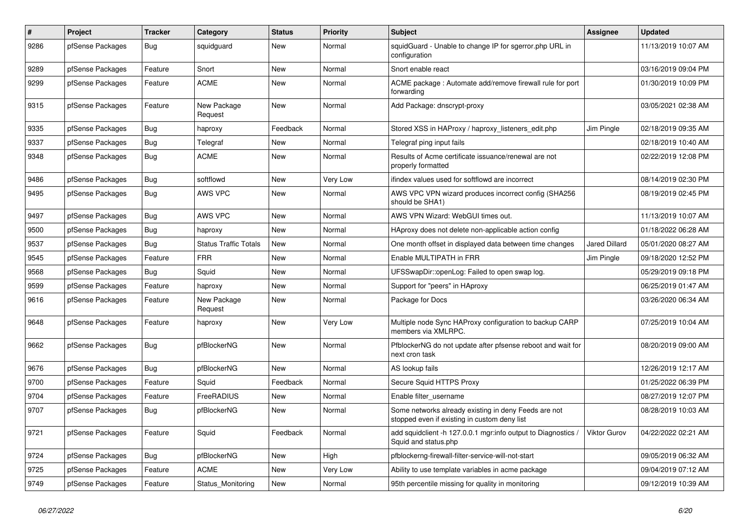| # | Project | Tracker | Category | Status | Priority | Subject | Assignee | Updated |
|---|---|---|---|---|---|---|---|---|
| 9286 | pfSense Packages | Bug | squidguard | New | Normal | squidGuard - Unable to change IP for sgerror.php URL in configuration | | 11/13/2019 10:07 AM |
| 9289 | pfSense Packages | Feature | Snort | New | Normal | Snort enable react | | 03/16/2019 09:04 PM |
| 9299 | pfSense Packages | Feature | ACME | New | Normal | ACME package : Automate add/remove firewall rule for port forwarding | | 01/30/2019 10:09 PM |
| 9315 | pfSense Packages | Feature | New Package Request | New | Normal | Add Package: dnscrypt-proxy | | 03/05/2021 02:38 AM |
| 9335 | pfSense Packages | Bug | haproxy | Feedback | Normal | Stored XSS in HAProxy / haproxy_listeners_edit.php | Jim Pingle | 02/18/2019 09:35 AM |
| 9337 | pfSense Packages | Bug | Telegraf | New | Normal | Telegraf ping input fails | | 02/18/2019 10:40 AM |
| 9348 | pfSense Packages | Bug | ACME | New | Normal | Results of Acme certificate issuance/renewal are not properly formatted | | 02/22/2019 12:08 PM |
| 9486 | pfSense Packages | Bug | softflowd | New | Very Low | ifindex values used for softflowd are incorrect | | 08/14/2019 02:30 PM |
| 9495 | pfSense Packages | Bug | AWS VPC | New | Normal | AWS VPC VPN wizard produces incorrect config (SHA256 should be SHA1) | | 08/19/2019 02:45 PM |
| 9497 | pfSense Packages | Bug | AWS VPC | New | Normal | AWS VPN Wizard: WebGUI times out. | | 11/13/2019 10:07 AM |
| 9500 | pfSense Packages | Bug | haproxy | New | Normal | HAproxy does not delete non-applicable action config | | 01/18/2022 06:28 AM |
| 9537 | pfSense Packages | Bug | Status Traffic Totals | New | Normal | One month offset in displayed data between time changes | Jared Dillard | 05/01/2020 08:27 AM |
| 9545 | pfSense Packages | Feature | FRR | New | Normal | Enable MULTIPATH in FRR | Jim Pingle | 09/18/2020 12:52 PM |
| 9568 | pfSense Packages | Bug | Squid | New | Normal | UFSSwapDir::openLog: Failed to open swap log. | | 05/29/2019 09:18 PM |
| 9599 | pfSense Packages | Feature | haproxy | New | Normal | Support for "peers" in HAproxy | | 06/25/2019 01:47 AM |
| 9616 | pfSense Packages | Feature | New Package Request | New | Normal | Package for Docs | | 03/26/2020 06:34 AM |
| 9648 | pfSense Packages | Feature | haproxy | New | Very Low | Multiple node Sync HAProxy configuration to backup CARP members via XMLRPC. | | 07/25/2019 10:04 AM |
| 9662 | pfSense Packages | Bug | pfBlockerNG | New | Normal | PfblockerNG do not update after pfsense reboot and wait for next cron task | | 08/20/2019 09:00 AM |
| 9676 | pfSense Packages | Bug | pfBlockerNG | New | Normal | AS lookup fails | | 12/26/2019 12:17 AM |
| 9700 | pfSense Packages | Feature | Squid | Feedback | Normal | Secure Squid HTTPS Proxy | | 01/25/2022 06:39 PM |
| 9704 | pfSense Packages | Feature | FreeRADIUS | New | Normal | Enable filter_username | | 08/27/2019 12:07 PM |
| 9707 | pfSense Packages | Bug | pfBlockerNG | New | Normal | Some networks already existing in deny Feeds are not stopped even if existing in custom deny list | | 08/28/2019 10:03 AM |
| 9721 | pfSense Packages | Feature | Squid | Feedback | Normal | add squidclient -h 127.0.0.1 mgr:info output to Diagnostics / Squid and status.php | Viktor Gurov | 04/22/2022 02:21 AM |
| 9724 | pfSense Packages | Bug | pfBlockerNG | New | High | pfblockerng-firewall-filter-service-will-not-start | | 09/05/2019 06:32 AM |
| 9725 | pfSense Packages | Feature | ACME | New | Very Low | Ability to use template variables in acme package | | 09/04/2019 07:12 AM |
| 9749 | pfSense Packages | Feature | Status_Monitoring | New | Normal | 95th percentile missing for quality in monitoring | | 09/12/2019 10:39 AM |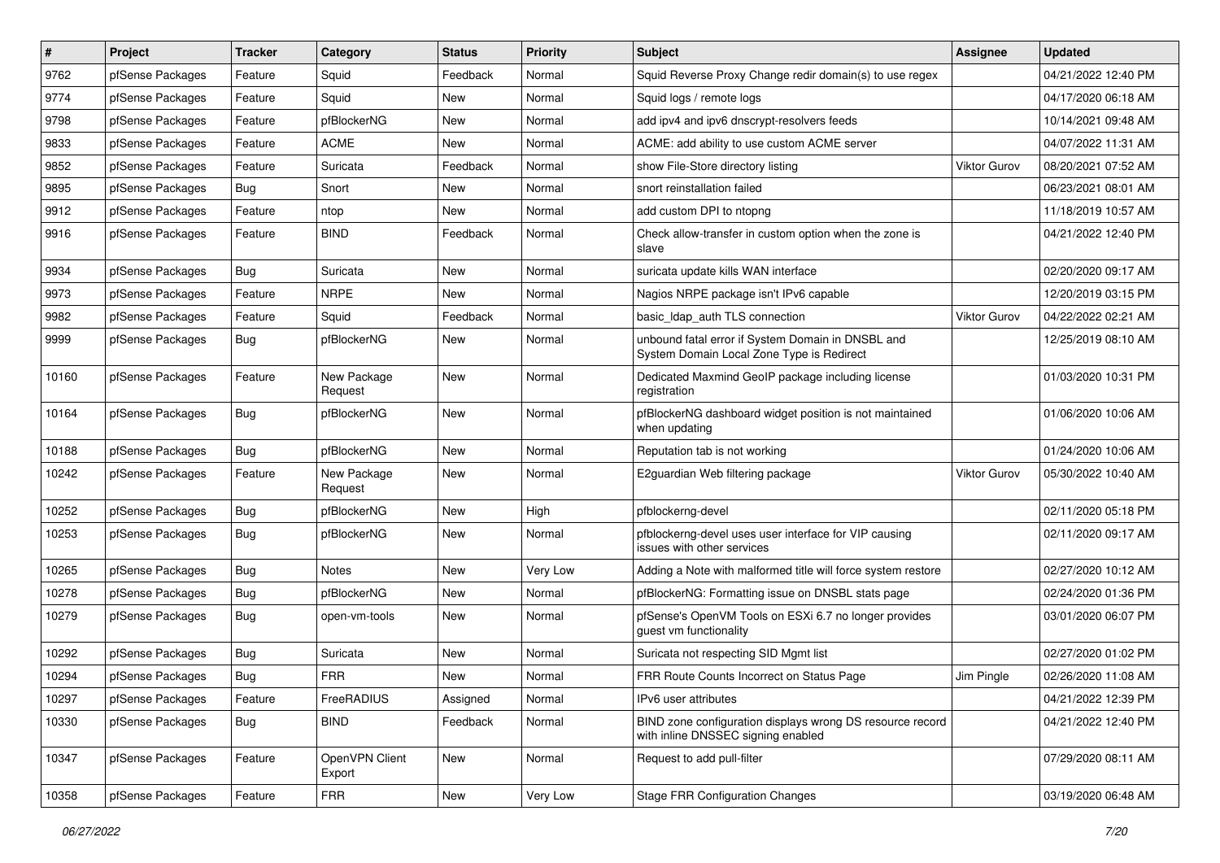| # | Project | Tracker | Category | Status | Priority | Subject | Assignee | Updated |
|---|---|---|---|---|---|---|---|---|
| 9762 | pfSense Packages | Feature | Squid | Feedback | Normal | Squid Reverse Proxy Change redir domain(s) to use regex | | 04/21/2022 12:40 PM |
| 9774 | pfSense Packages | Feature | Squid | New | Normal | Squid logs / remote logs | | 04/17/2020 06:18 AM |
| 9798 | pfSense Packages | Feature | pfBlockerNG | New | Normal | add ipv4 and ipv6 dnscrypt-resolvers feeds | | 10/14/2021 09:48 AM |
| 9833 | pfSense Packages | Feature | ACME | New | Normal | ACME: add ability to use custom ACME server | | 04/07/2022 11:31 AM |
| 9852 | pfSense Packages | Feature | Suricata | Feedback | Normal | show File-Store directory listing | Viktor Gurov | 08/20/2021 07:52 AM |
| 9895 | pfSense Packages | Bug | Snort | New | Normal | snort reinstallation failed | | 06/23/2021 08:01 AM |
| 9912 | pfSense Packages | Feature | ntop | New | Normal | add custom DPI to ntopng | | 11/18/2019 10:57 AM |
| 9916 | pfSense Packages | Feature | BIND | Feedback | Normal | Check allow-transfer in custom option when the zone is slave | | 04/21/2022 12:40 PM |
| 9934 | pfSense Packages | Bug | Suricata | New | Normal | suricata update kills WAN interface | | 02/20/2020 09:17 AM |
| 9973 | pfSense Packages | Feature | NRPE | New | Normal | Nagios NRPE package isn't IPv6 capable | | 12/20/2019 03:15 PM |
| 9982 | pfSense Packages | Feature | Squid | Feedback | Normal | basic_ldap_auth TLS connection | Viktor Gurov | 04/22/2022 02:21 AM |
| 9999 | pfSense Packages | Bug | pfBlockerNG | New | Normal | unbound fatal error if System Domain in DNSBL and System Domain Local Zone Type is Redirect | | 12/25/2019 08:10 AM |
| 10160 | pfSense Packages | Feature | New Package Request | New | Normal | Dedicated Maxmind GeoIP package including license registration | | 01/03/2020 10:31 PM |
| 10164 | pfSense Packages | Bug | pfBlockerNG | New | Normal | pfBlockerNG dashboard widget position is not maintained when updating | | 01/06/2020 10:06 AM |
| 10188 | pfSense Packages | Bug | pfBlockerNG | New | Normal | Reputation tab is not working | | 01/24/2020 10:06 AM |
| 10242 | pfSense Packages | Feature | New Package Request | New | Normal | E2guardian Web filtering package | Viktor Gurov | 05/30/2022 10:40 AM |
| 10252 | pfSense Packages | Bug | pfBlockerNG | New | High | pfblockerng-devel | | 02/11/2020 05:18 PM |
| 10253 | pfSense Packages | Bug | pfBlockerNG | New | Normal | pfblockerng-devel uses user interface for VIP causing issues with other services | | 02/11/2020 09:17 AM |
| 10265 | pfSense Packages | Bug | Notes | New | Very Low | Adding a Note with malformed title will force system restore | | 02/27/2020 10:12 AM |
| 10278 | pfSense Packages | Bug | pfBlockerNG | New | Normal | pfBlockerNG: Formatting issue on DNSBL stats page | | 02/24/2020 01:36 PM |
| 10279 | pfSense Packages | Bug | open-vm-tools | New | Normal | pfSense's OpenVM Tools on ESXi 6.7 no longer provides guest vm functionality | | 03/01/2020 06:07 PM |
| 10292 | pfSense Packages | Bug | Suricata | New | Normal | Suricata not respecting SID Mgmt list | | 02/27/2020 01:02 PM |
| 10294 | pfSense Packages | Bug | FRR | New | Normal | FRR Route Counts Incorrect on Status Page | Jim Pingle | 02/26/2020 11:08 AM |
| 10297 | pfSense Packages | Feature | FreeRADIUS | Assigned | Normal | IPv6 user attributes | | 04/21/2022 12:39 PM |
| 10330 | pfSense Packages | Bug | BIND | Feedback | Normal | BIND zone configuration displays wrong DS resource record with inline DNSSEC signing enabled | | 04/21/2022 12:40 PM |
| 10347 | pfSense Packages | Feature | OpenVPN Client Export | New | Normal | Request to add pull-filter | | 07/29/2020 08:11 AM |
| 10358 | pfSense Packages | Feature | FRR | New | Very Low | Stage FRR Configuration Changes | | 03/19/2020 06:48 AM |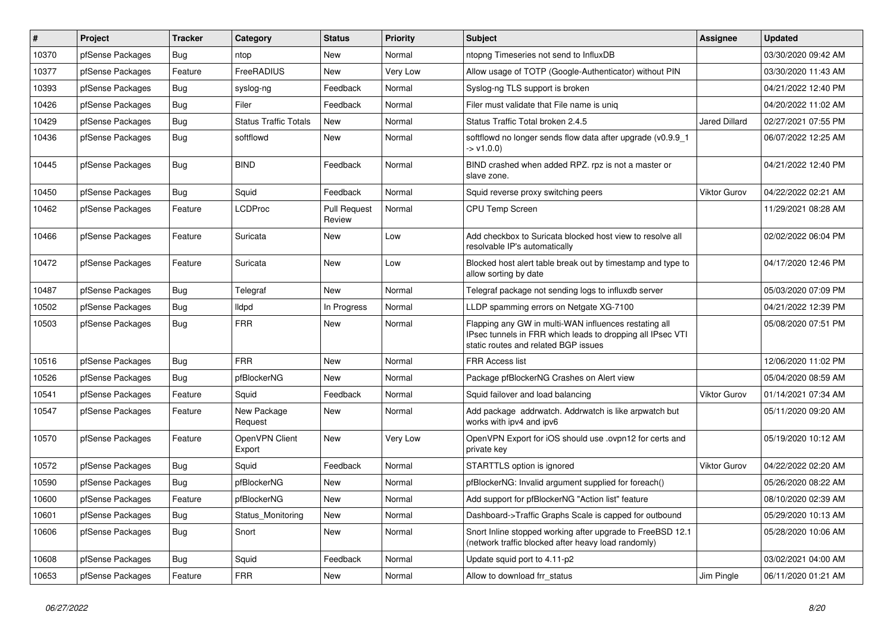| # | Project | Tracker | Category | Status | Priority | Subject | Assignee | Updated |
|---|---|---|---|---|---|---|---|---|
| 10370 | pfSense Packages | Bug | ntop | New | Normal | ntopng Timeseries not send to InfluxDB | | 03/30/2020 09:42 AM |
| 10377 | pfSense Packages | Feature | FreeRADIUS | New | Very Low | Allow usage of TOTP (Google-Authenticator) without PIN | | 03/30/2020 11:43 AM |
| 10393 | pfSense Packages | Bug | syslog-ng | Feedback | Normal | Syslog-ng TLS support is broken | | 04/21/2022 12:40 PM |
| 10426 | pfSense Packages | Bug | Filer | Feedback | Normal | Filer must validate that File name is uniq | | 04/20/2022 11:02 AM |
| 10429 | pfSense Packages | Bug | Status Traffic Totals | New | Normal | Status Traffic Total broken 2.4.5 | Jared Dillard | 02/27/2021 07:55 PM |
| 10436 | pfSense Packages | Bug | softflowd | New | Normal | softflowd no longer sends flow data after upgrade (v0.9.9_1 -> v1.0.0) | | 06/07/2022 12:25 AM |
| 10445 | pfSense Packages | Bug | BIND | Feedback | Normal | BIND crashed when added RPZ. rpz is not a master or slave zone. | | 04/21/2022 12:40 PM |
| 10450 | pfSense Packages | Bug | Squid | Feedback | Normal | Squid reverse proxy switching peers | Viktor Gurov | 04/22/2022 02:21 AM |
| 10462 | pfSense Packages | Feature | LCDProc | Pull Request Review | Normal | CPU Temp Screen | | 11/29/2021 08:28 AM |
| 10466 | pfSense Packages | Feature | Suricata | New | Low | Add checkbox to Suricata blocked host view to resolve all resolvable IP's automatically | | 02/02/2022 06:04 PM |
| 10472 | pfSense Packages | Feature | Suricata | New | Low | Blocked host alert table break out by timestamp and type to allow sorting by date | | 04/17/2020 12:46 PM |
| 10487 | pfSense Packages | Bug | Telegraf | New | Normal | Telegraf package not sending logs to influxdb server | | 05/03/2020 07:09 PM |
| 10502 | pfSense Packages | Bug | lldpd | In Progress | Normal | LLDP spamming errors on Netgate XG-7100 | | 04/21/2022 12:39 PM |
| 10503 | pfSense Packages | Bug | FRR | New | Normal | Flapping any GW in multi-WAN influences restating all IPsec tunnels in FRR which leads to dropping all IPsec VTI static routes and related BGP issues | | 05/08/2020 07:51 PM |
| 10516 | pfSense Packages | Bug | FRR | New | Normal | FRR Access list | | 12/06/2020 11:02 PM |
| 10526 | pfSense Packages | Bug | pfBlockerNG | New | Normal | Package pfBlockerNG Crashes on Alert view | | 05/04/2020 08:59 AM |
| 10541 | pfSense Packages | Feature | Squid | Feedback | Normal | Squid failover and load balancing | Viktor Gurov | 01/14/2021 07:34 AM |
| 10547 | pfSense Packages | Feature | New Package Request | New | Normal | Add package addrwatch. Addrwatch is like arpwatch but works with ipv4 and ipv6 | | 05/11/2020 09:20 AM |
| 10570 | pfSense Packages | Feature | OpenVPN Client Export | New | Very Low | OpenVPN Export for iOS should use .ovpn12 for certs and private key | | 05/19/2020 10:12 AM |
| 10572 | pfSense Packages | Bug | Squid | Feedback | Normal | STARTTLS option is ignored | Viktor Gurov | 04/22/2022 02:20 AM |
| 10590 | pfSense Packages | Bug | pfBlockerNG | New | Normal | pfBlockerNG: Invalid argument supplied for foreach() | | 05/26/2020 08:22 AM |
| 10600 | pfSense Packages | Feature | pfBlockerNG | New | Normal | Add support for pfBlockerNG "Action list" feature | | 08/10/2020 02:39 AM |
| 10601 | pfSense Packages | Bug | Status_Monitoring | New | Normal | Dashboard->Traffic Graphs Scale is capped for outbound | | 05/29/2020 10:13 AM |
| 10606 | pfSense Packages | Bug | Snort | New | Normal | Snort Inline stopped working after upgrade to FreeBSD 12.1 (network traffic blocked after heavy load randomly) | | 05/28/2020 10:06 AM |
| 10608 | pfSense Packages | Bug | Squid | Feedback | Normal | Update squid port to 4.11-p2 | | 03/02/2021 04:00 AM |
| 10653 | pfSense Packages | Feature | FRR | New | Normal | Allow to download frr_status | Jim Pingle | 06/11/2020 01:21 AM |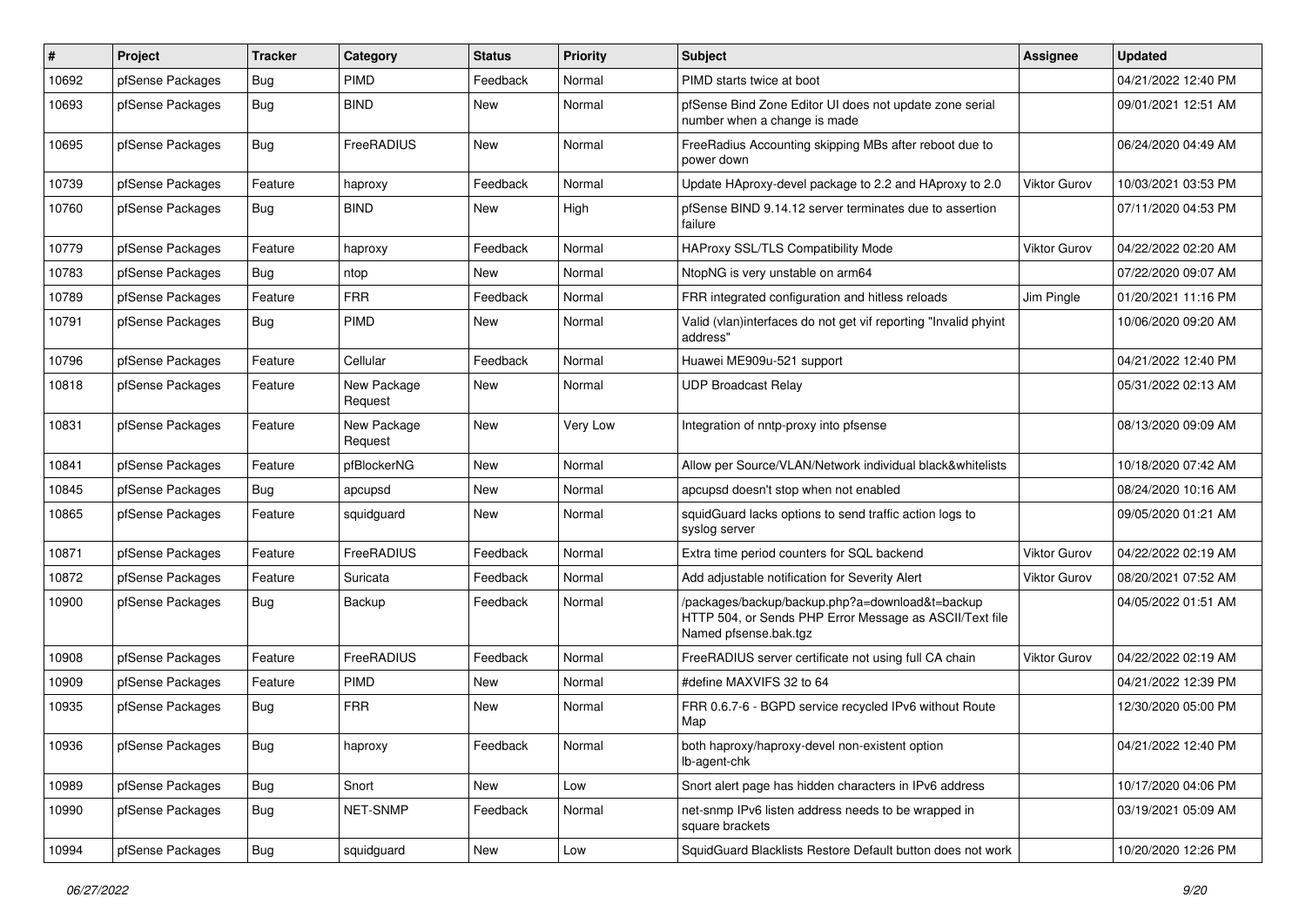| # | Project | Tracker | Category | Status | Priority | Subject | Assignee | Updated |
|---|---|---|---|---|---|---|---|---|
| 10692 | pfSense Packages | Bug | PIMD | Feedback | Normal | PIMD starts twice at boot | | 04/21/2022 12:40 PM |
| 10693 | pfSense Packages | Bug | BIND | New | Normal | pfSense Bind Zone Editor UI does not update zone serial number when a change is made | | 09/01/2021 12:51 AM |
| 10695 | pfSense Packages | Bug | FreeRADIUS | New | Normal | FreeRadius Accounting skipping MBs after reboot due to power down | | 06/24/2020 04:49 AM |
| 10739 | pfSense Packages | Feature | haproxy | Feedback | Normal | Update HAproxy-devel package to 2.2 and HAproxy to 2.0 | Viktor Gurov | 10/03/2021 03:53 PM |
| 10760 | pfSense Packages | Bug | BIND | New | High | pfSense BIND 9.14.12 server terminates due to assertion failure | | 07/11/2020 04:53 PM |
| 10779 | pfSense Packages | Feature | haproxy | Feedback | Normal | HAProxy SSL/TLS Compatibility Mode | Viktor Gurov | 04/22/2022 02:20 AM |
| 10783 | pfSense Packages | Bug | ntop | New | Normal | NtopNG is very unstable on arm64 | | 07/22/2020 09:07 AM |
| 10789 | pfSense Packages | Feature | FRR | Feedback | Normal | FRR integrated configuration and hitless reloads | Jim Pingle | 01/20/2021 11:16 PM |
| 10791 | pfSense Packages | Bug | PIMD | New | Normal | Valid (vlan)interfaces do not get vif reporting "Invalid phyint address" | | 10/06/2020 09:20 AM |
| 10796 | pfSense Packages | Feature | Cellular | Feedback | Normal | Huawei ME909u-521 support | | 04/21/2022 12:40 PM |
| 10818 | pfSense Packages | Feature | New Package Request | New | Normal | UDP Broadcast Relay | | 05/31/2022 02:13 AM |
| 10831 | pfSense Packages | Feature | New Package Request | New | Very Low | Integration of nntp-proxy into pfsense | | 08/13/2020 09:09 AM |
| 10841 | pfSense Packages | Feature | pfBlockerNG | New | Normal | Allow per Source/VLAN/Network individual black&whitelists | | 10/18/2020 07:42 AM |
| 10845 | pfSense Packages | Bug | apcupsd | New | Normal | apcupsd doesn't stop when not enabled | | 08/24/2020 10:16 AM |
| 10865 | pfSense Packages | Feature | squidguard | New | Normal | squidGuard lacks options to send traffic action logs to syslog server | | 09/05/2020 01:21 AM |
| 10871 | pfSense Packages | Feature | FreeRADIUS | Feedback | Normal | Extra time period counters for SQL backend | Viktor Gurov | 04/22/2022 02:19 AM |
| 10872 | pfSense Packages | Feature | Suricata | Feedback | Normal | Add adjustable notification for Severity Alert | Viktor Gurov | 08/20/2021 07:52 AM |
| 10900 | pfSense Packages | Bug | Backup | Feedback | Normal | /packages/backup/backup.php?a=download&t=backup HTTP 504, or Sends PHP Error Message as ASCII/Text file Named pfsense.bak.tgz | | 04/05/2022 01:51 AM |
| 10908 | pfSense Packages | Feature | FreeRADIUS | Feedback | Normal | FreeRADIUS server certificate not using full CA chain | Viktor Gurov | 04/22/2022 02:19 AM |
| 10909 | pfSense Packages | Feature | PIMD | New | Normal | #define MAXVIFS 32 to 64 | | 04/21/2022 12:39 PM |
| 10935 | pfSense Packages | Bug | FRR | New | Normal | FRR 0.6.7-6 - BGPD service recycled IPv6 without Route Map | | 12/30/2020 05:00 PM |
| 10936 | pfSense Packages | Bug | haproxy | Feedback | Normal | both haproxy/haproxy-devel non-existent option lb-agent-chk | | 04/21/2022 12:40 PM |
| 10989 | pfSense Packages | Bug | Snort | New | Low | Snort alert page has hidden characters in IPv6 address | | 10/17/2020 04:06 PM |
| 10990 | pfSense Packages | Bug | NET-SNMP | Feedback | Normal | net-snmp IPv6 listen address needs to be wrapped in square brackets | | 03/19/2021 05:09 AM |
| 10994 | pfSense Packages | Bug | squidguard | New | Low | SquidGuard Blacklists Restore Default button does not work | | 10/20/2020 12:26 PM |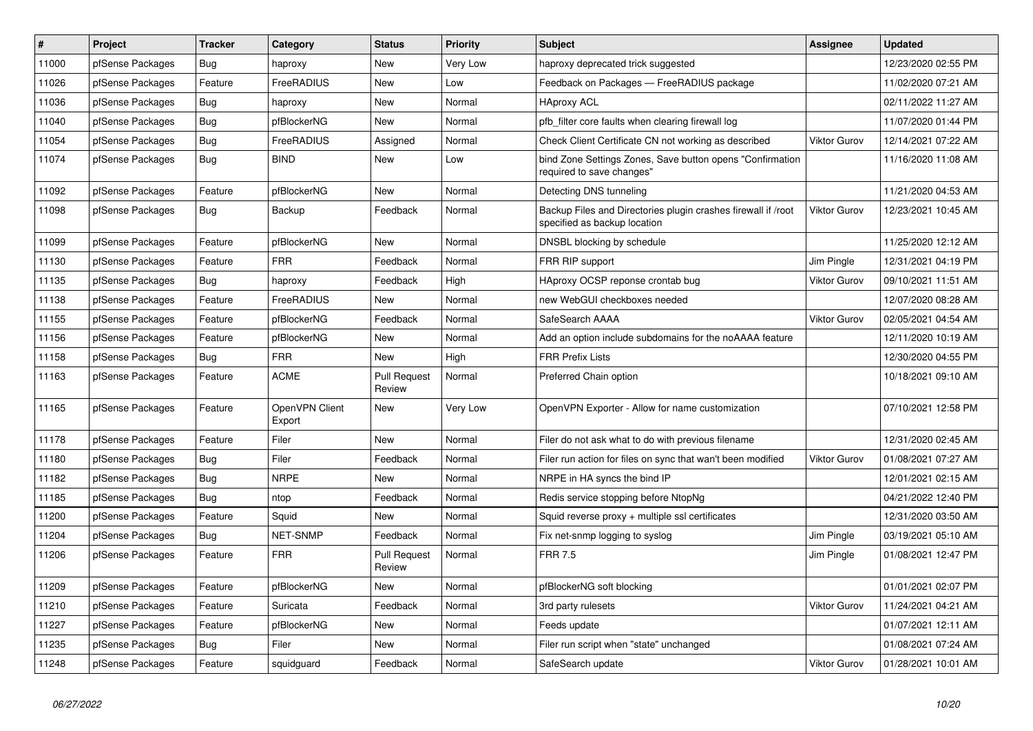| # | Project | Tracker | Category | Status | Priority | Subject | Assignee | Updated |
|---|---|---|---|---|---|---|---|---|
| 11000 | pfSense Packages | Bug | haproxy | New | Very Low | haproxy deprecated trick suggested | | 12/23/2020 02:55 PM |
| 11026 | pfSense Packages | Feature | FreeRADIUS | New | Low | Feedback on Packages — FreeRADIUS package | | 11/02/2020 07:21 AM |
| 11036 | pfSense Packages | Bug | haproxy | New | Normal | HAproxy ACL | | 02/11/2022 11:27 AM |
| 11040 | pfSense Packages | Bug | pfBlockerNG | New | Normal | pfb_filter core faults when clearing firewall log | | 11/07/2020 01:44 PM |
| 11054 | pfSense Packages | Bug | FreeRADIUS | Assigned | Normal | Check Client Certificate CN not working as described | Viktor Gurov | 12/14/2021 07:22 AM |
| 11074 | pfSense Packages | Bug | BIND | New | Low | bind Zone Settings Zones, Save button opens "Confirmation required to save changes" | | 11/16/2020 11:08 AM |
| 11092 | pfSense Packages | Feature | pfBlockerNG | New | Normal | Detecting DNS tunneling | | 11/21/2020 04:53 AM |
| 11098 | pfSense Packages | Bug | Backup | Feedback | Normal | Backup Files and Directories plugin crashes firewall if /root specified as backup location | Viktor Gurov | 12/23/2021 10:45 AM |
| 11099 | pfSense Packages | Feature | pfBlockerNG | New | Normal | DNSBL blocking by schedule | | 11/25/2020 12:12 AM |
| 11130 | pfSense Packages | Feature | FRR | Feedback | Normal | FRR RIP support | Jim Pingle | 12/31/2021 04:19 PM |
| 11135 | pfSense Packages | Bug | haproxy | Feedback | High | HAproxy OCSP reponse crontab bug | Viktor Gurov | 09/10/2021 11:51 AM |
| 11138 | pfSense Packages | Feature | FreeRADIUS | New | Normal | new WebGUI checkboxes needed | | 12/07/2020 08:28 AM |
| 11155 | pfSense Packages | Feature | pfBlockerNG | Feedback | Normal | SafeSearch AAAA | Viktor Gurov | 02/05/2021 04:54 AM |
| 11156 | pfSense Packages | Feature | pfBlockerNG | New | Normal | Add an option include subdomains for the noAAAA feature | | 12/11/2020 10:19 AM |
| 11158 | pfSense Packages | Bug | FRR | New | High | FRR Prefix Lists | | 12/30/2020 04:55 PM |
| 11163 | pfSense Packages | Feature | ACME | Pull Request Review | Normal | Preferred Chain option | | 10/18/2021 09:10 AM |
| 11165 | pfSense Packages | Feature | OpenVPN Client Export | New | Very Low | OpenVPN Exporter - Allow for name customization | | 07/10/2021 12:58 PM |
| 11178 | pfSense Packages | Feature | Filer | New | Normal | Filer do not ask what to do with previous filename | | 12/31/2020 02:45 AM |
| 11180 | pfSense Packages | Bug | Filer | Feedback | Normal | Filer run action for files on sync that wan't been modified | Viktor Gurov | 01/08/2021 07:27 AM |
| 11182 | pfSense Packages | Bug | NRPE | New | Normal | NRPE in HA syncs the bind IP | | 12/01/2021 02:15 AM |
| 11185 | pfSense Packages | Bug | ntop | Feedback | Normal | Redis service stopping before NtopNg | | 04/21/2022 12:40 PM |
| 11200 | pfSense Packages | Feature | Squid | New | Normal | Squid reverse proxy + multiple ssl certificates | | 12/31/2020 03:50 AM |
| 11204 | pfSense Packages | Bug | NET-SNMP | Feedback | Normal | Fix net-snmp logging to syslog | Jim Pingle | 03/19/2021 05:10 AM |
| 11206 | pfSense Packages | Feature | FRR | Pull Request Review | Normal | FRR 7.5 | Jim Pingle | 01/08/2021 12:47 PM |
| 11209 | pfSense Packages | Feature | pfBlockerNG | New | Normal | pfBlockerNG soft blocking | | 01/01/2021 02:07 PM |
| 11210 | pfSense Packages | Feature | Suricata | Feedback | Normal | 3rd party rulesets | Viktor Gurov | 11/24/2021 04:21 AM |
| 11227 | pfSense Packages | Feature | pfBlockerNG | New | Normal | Feeds update | | 01/07/2021 12:11 AM |
| 11235 | pfSense Packages | Bug | Filer | New | Normal | Filer run script when "state" unchanged | | 01/08/2021 07:24 AM |
| 11248 | pfSense Packages | Feature | squidguard | Feedback | Normal | SafeSearch update | Viktor Gurov | 01/28/2021 10:01 AM |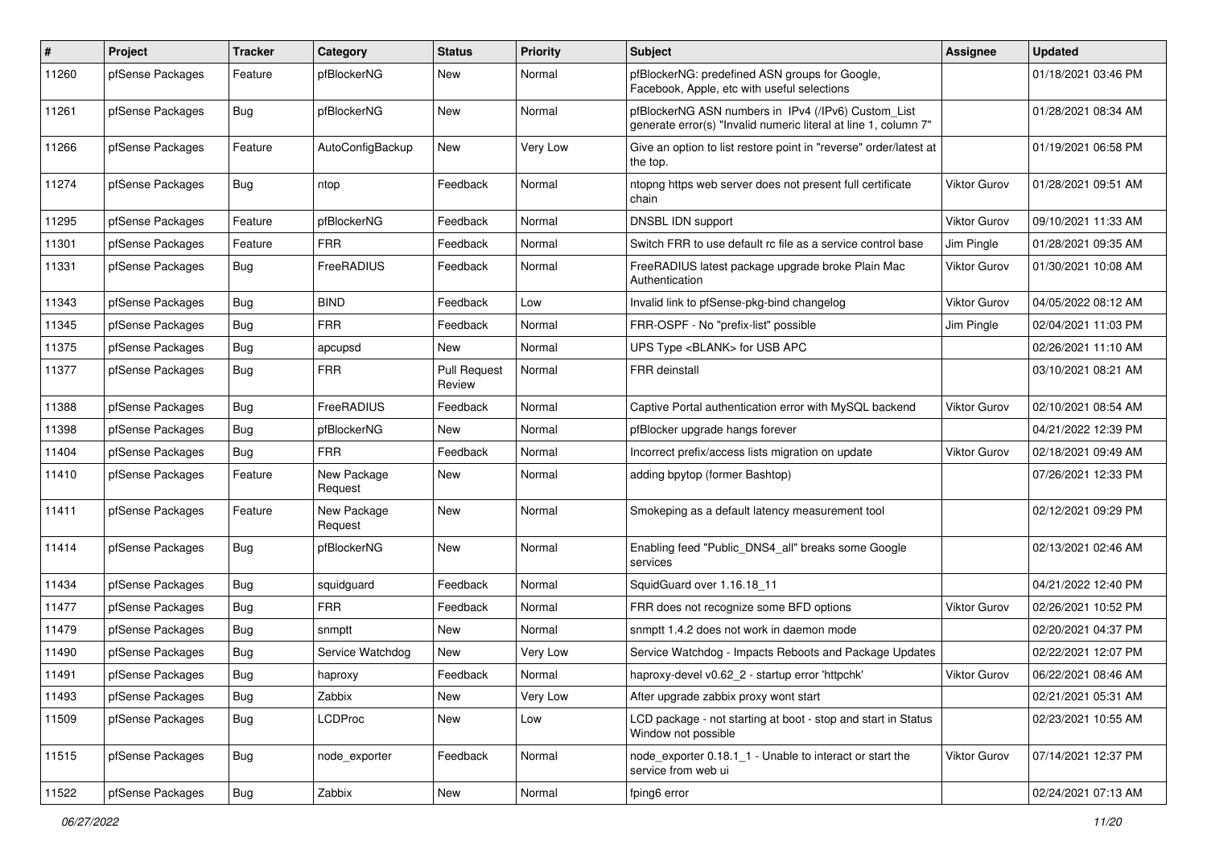| # | Project | Tracker | Category | Status | Priority | Subject | Assignee | Updated |
|---|---|---|---|---|---|---|---|---|
| 11260 | pfSense Packages | Feature | pfBlockerNG | New | Normal | pfBlockerNG: predefined ASN groups for Google, Facebook, Apple, etc with useful selections | | 01/18/2021 03:46 PM |
| 11261 | pfSense Packages | Bug | pfBlockerNG | New | Normal | pfBlockerNG ASN numbers in IPv4 (/IPv6) Custom_List generate error(s) "Invalid numeric literal at line 1, column 7" | | 01/28/2021 08:34 AM |
| 11266 | pfSense Packages | Feature | AutoConfigBackup | New | Very Low | Give an option to list restore point in "reverse" order/latest at the top. | | 01/19/2021 06:58 PM |
| 11274 | pfSense Packages | Bug | ntop | Feedback | Normal | ntopng https web server does not present full certificate chain | Viktor Gurov | 01/28/2021 09:51 AM |
| 11295 | pfSense Packages | Feature | pfBlockerNG | Feedback | Normal | DNSBL IDN support | Viktor Gurov | 09/10/2021 11:33 AM |
| 11301 | pfSense Packages | Feature | FRR | Feedback | Normal | Switch FRR to use default rc file as a service control base | Jim Pingle | 01/28/2021 09:35 AM |
| 11331 | pfSense Packages | Bug | FreeRADIUS | Feedback | Normal | FreeRADIUS latest package upgrade broke Plain Mac Authentication | Viktor Gurov | 01/30/2021 10:08 AM |
| 11343 | pfSense Packages | Bug | BIND | Feedback | Low | Invalid link to pfSense-pkg-bind changelog | Viktor Gurov | 04/05/2022 08:12 AM |
| 11345 | pfSense Packages | Bug | FRR | Feedback | Normal | FRR-OSPF - No "prefix-list" possible | Jim Pingle | 02/04/2021 11:03 PM |
| 11375 | pfSense Packages | Bug | apcupsd | New | Normal | UPS Type <BLANK> for USB APC | | 02/26/2021 11:10 AM |
| 11377 | pfSense Packages | Bug | FRR | Pull Request Review | Normal | FRR deinstall | | 03/10/2021 08:21 AM |
| 11388 | pfSense Packages | Bug | FreeRADIUS | Feedback | Normal | Captive Portal authentication error with MySQL backend | Viktor Gurov | 02/10/2021 08:54 AM |
| 11398 | pfSense Packages | Bug | pfBlockerNG | New | Normal | pfBlocker upgrade hangs forever | | 04/21/2022 12:39 PM |
| 11404 | pfSense Packages | Bug | FRR | Feedback | Normal | Incorrect prefix/access lists migration on update | Viktor Gurov | 02/18/2021 09:49 AM |
| 11410 | pfSense Packages | Feature | New Package Request | New | Normal | adding bpytop (former Bashtop) | | 07/26/2021 12:33 PM |
| 11411 | pfSense Packages | Feature | New Package Request | New | Normal | Smokeping as a default latency measurement tool | | 02/12/2021 09:29 PM |
| 11414 | pfSense Packages | Bug | pfBlockerNG | New | Normal | Enabling feed "Public_DNS4_all" breaks some Google services | | 02/13/2021 02:46 AM |
| 11434 | pfSense Packages | Bug | squidguard | Feedback | Normal | SquidGuard over 1.16.18_11 | | 04/21/2022 12:40 PM |
| 11477 | pfSense Packages | Bug | FRR | Feedback | Normal | FRR does not recognize some BFD options | Viktor Gurov | 02/26/2021 10:52 PM |
| 11479 | pfSense Packages | Bug | snmptt | New | Normal | snmptt 1.4.2 does not work in daemon mode | | 02/20/2021 04:37 PM |
| 11490 | pfSense Packages | Bug | Service Watchdog | New | Very Low | Service Watchdog - Impacts Reboots and Package Updates | | 02/22/2021 12:07 PM |
| 11491 | pfSense Packages | Bug | haproxy | Feedback | Normal | haproxy-devel v0.62_2 - startup error 'httpchk' | Viktor Gurov | 06/22/2021 08:46 AM |
| 11493 | pfSense Packages | Bug | Zabbix | New | Very Low | After upgrade zabbix proxy wont start | | 02/21/2021 05:31 AM |
| 11509 | pfSense Packages | Bug | LCDProc | New | Low | LCD package - not starting at boot - stop and start in Status Window not possible | | 02/23/2021 10:55 AM |
| 11515 | pfSense Packages | Bug | node_exporter | Feedback | Normal | node_exporter 0.18.1_1 - Unable to interact or start the service from web ui | Viktor Gurov | 07/14/2021 12:37 PM |
| 11522 | pfSense Packages | Bug | Zabbix | New | Normal | fping6 error | | 02/24/2021 07:13 AM |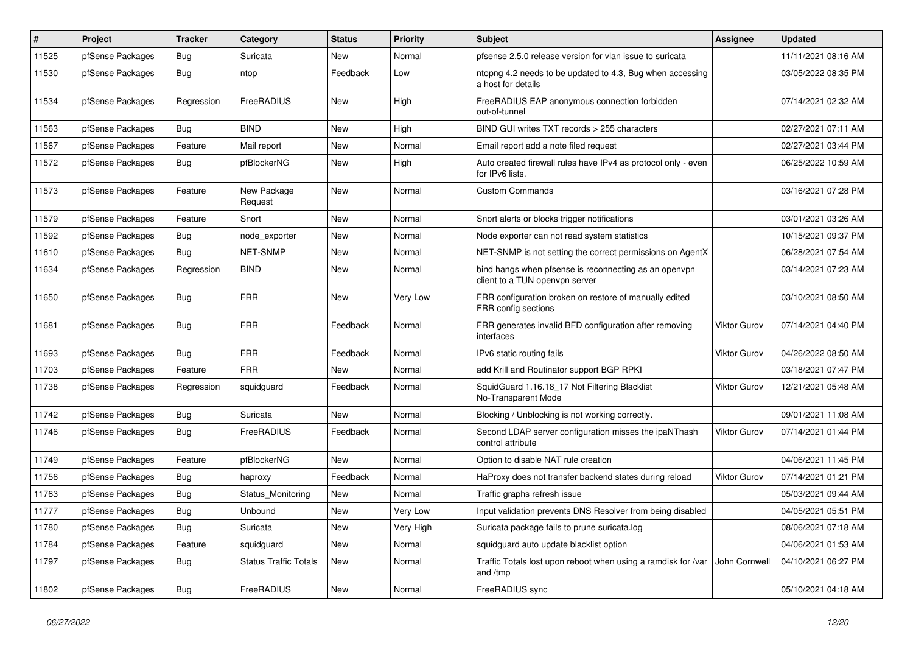| # | Project | Tracker | Category | Status | Priority | Subject | Assignee | Updated |
|---|---|---|---|---|---|---|---|---|
| 11525 | pfSense Packages | Bug | Suricata | New | Normal | pfsense 2.5.0 release version for vlan issue to suricata | | 11/11/2021 08:16 AM |
| 11530 | pfSense Packages | Bug | ntop | Feedback | Low | ntopng 4.2 needs to be updated to 4.3, Bug when accessing a host for details | | 03/05/2022 08:35 PM |
| 11534 | pfSense Packages | Regression | FreeRADIUS | New | High | FreeRADIUS EAP anonymous connection forbidden out-of-tunnel | | 07/14/2021 02:32 AM |
| 11563 | pfSense Packages | Bug | BIND | New | High | BIND GUI writes TXT records > 255 characters | | 02/27/2021 07:11 AM |
| 11567 | pfSense Packages | Feature | Mail report | New | Normal | Email report add a note filed request | | 02/27/2021 03:44 PM |
| 11572 | pfSense Packages | Bug | pfBlockerNG | New | High | Auto created firewall rules have IPv4 as protocol only - even for IPv6 lists. | | 06/25/2022 10:59 AM |
| 11573 | pfSense Packages | Feature | New Package Request | New | Normal | Custom Commands | | 03/16/2021 07:28 PM |
| 11579 | pfSense Packages | Feature | Snort | New | Normal | Snort alerts or blocks trigger notifications | | 03/01/2021 03:26 AM |
| 11592 | pfSense Packages | Bug | node_exporter | New | Normal | Node exporter can not read system statistics | | 10/15/2021 09:37 PM |
| 11610 | pfSense Packages | Bug | NET-SNMP | New | Normal | NET-SNMP is not setting the correct permissions on AgentX | | 06/28/2021 07:54 AM |
| 11634 | pfSense Packages | Regression | BIND | New | Normal | bind hangs when pfsense is reconnecting as an openvpn client to a TUN openvpn server | | 03/14/2021 07:23 AM |
| 11650 | pfSense Packages | Bug | FRR | New | Very Low | FRR configuration broken on restore of manually edited FRR config sections | | 03/10/2021 08:50 AM |
| 11681 | pfSense Packages | Bug | FRR | Feedback | Normal | FRR generates invalid BFD configuration after removing interfaces | Viktor Gurov | 07/14/2021 04:40 PM |
| 11693 | pfSense Packages | Bug | FRR | Feedback | Normal | IPv6 static routing fails | Viktor Gurov | 04/26/2022 08:50 AM |
| 11703 | pfSense Packages | Feature | FRR | New | Normal | add Krill and Routinator support BGP RPKI | | 03/18/2021 07:47 PM |
| 11738 | pfSense Packages | Regression | squidguard | Feedback | Normal | SquidGuard 1.16.18_17 Not Filtering Blacklist No-Transparent Mode | Viktor Gurov | 12/21/2021 05:48 AM |
| 11742 | pfSense Packages | Bug | Suricata | New | Normal | Blocking / Unblocking is not working correctly. | | 09/01/2021 11:08 AM |
| 11746 | pfSense Packages | Bug | FreeRADIUS | Feedback | Normal | Second LDAP server configuration misses the ipaNThash control attribute | Viktor Gurov | 07/14/2021 01:44 PM |
| 11749 | pfSense Packages | Feature | pfBlockerNG | New | Normal | Option to disable NAT rule creation | | 04/06/2021 11:45 PM |
| 11756 | pfSense Packages | Bug | haproxy | Feedback | Normal | HaProxy does not transfer backend states during reload | Viktor Gurov | 07/14/2021 01:21 PM |
| 11763 | pfSense Packages | Bug | Status_Monitoring | New | Normal | Traffic graphs refresh issue | | 05/03/2021 09:44 AM |
| 11777 | pfSense Packages | Bug | Unbound | New | Very Low | Input validation prevents DNS Resolver from being disabled | | 04/05/2021 05:51 PM |
| 11780 | pfSense Packages | Bug | Suricata | New | Very High | Suricata package fails to prune suricata.log | | 08/06/2021 07:18 AM |
| 11784 | pfSense Packages | Feature | squidguard | New | Normal | squidguard auto update blacklist option | | 04/06/2021 01:53 AM |
| 11797 | pfSense Packages | Bug | Status Traffic Totals | New | Normal | Traffic Totals lost upon reboot when using a ramdisk for /var and /tmp | John Cornwell | 04/10/2021 06:27 PM |
| 11802 | pfSense Packages | Bug | FreeRADIUS | New | Normal | FreeRADIUS sync | | 05/10/2021 04:18 AM |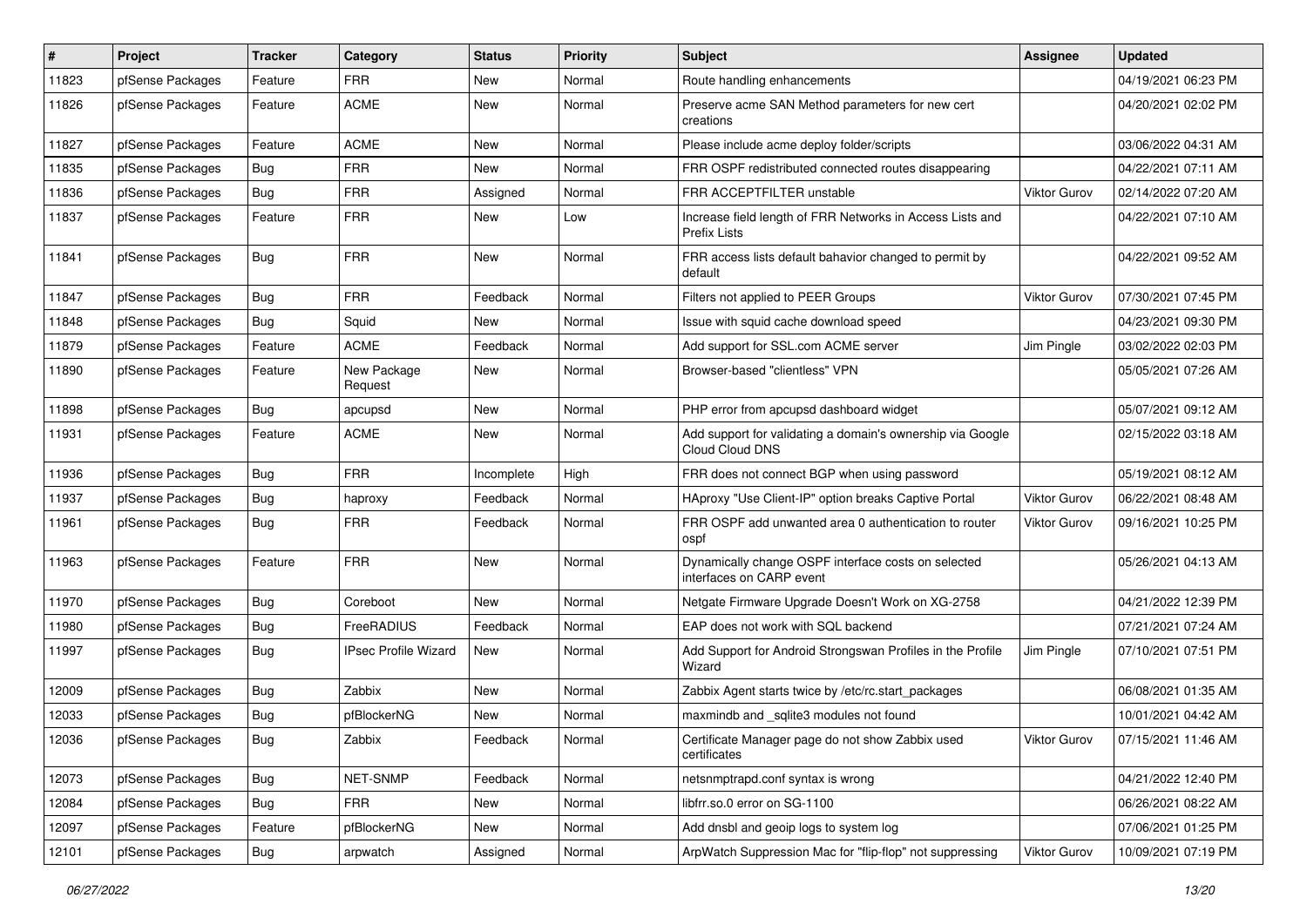| # | Project | Tracker | Category | Status | Priority | Subject | Assignee | Updated |
|---|---|---|---|---|---|---|---|---|
| 11823 | pfSense Packages | Feature | FRR | New | Normal | Route handling enhancements | | 04/19/2021 06:23 PM |
| 11826 | pfSense Packages | Feature | ACME | New | Normal | Preserve acme SAN Method parameters for new cert creations | | 04/20/2021 02:02 PM |
| 11827 | pfSense Packages | Feature | ACME | New | Normal | Please include acme deploy folder/scripts | | 03/06/2022 04:31 AM |
| 11835 | pfSense Packages | Bug | FRR | New | Normal | FRR OSPF redistributed connected routes disappearing | | 04/22/2021 07:11 AM |
| 11836 | pfSense Packages | Bug | FRR | Assigned | Normal | FRR ACCEPTFILTER unstable | Viktor Gurov | 02/14/2022 07:20 AM |
| 11837 | pfSense Packages | Feature | FRR | New | Low | Increase field length of FRR Networks in Access Lists and Prefix Lists | | 04/22/2021 07:10 AM |
| 11841 | pfSense Packages | Bug | FRR | New | Normal | FRR access lists default bahavior changed to permit by default | | 04/22/2021 09:52 AM |
| 11847 | pfSense Packages | Bug | FRR | Feedback | Normal | Filters not applied to PEER Groups | Viktor Gurov | 07/30/2021 07:45 PM |
| 11848 | pfSense Packages | Bug | Squid | New | Normal | Issue with squid cache download speed | | 04/23/2021 09:30 PM |
| 11879 | pfSense Packages | Feature | ACME | Feedback | Normal | Add support for SSL.com ACME server | Jim Pingle | 03/02/2022 02:03 PM |
| 11890 | pfSense Packages | Feature | New Package Request | New | Normal | Browser-based "clientless" VPN | | 05/05/2021 07:26 AM |
| 11898 | pfSense Packages | Bug | apcupsd | New | Normal | PHP error from apcupsd dashboard widget | | 05/07/2021 09:12 AM |
| 11931 | pfSense Packages | Feature | ACME | New | Normal | Add support for validating a domain's ownership via Google Cloud Cloud DNS | | 02/15/2022 03:18 AM |
| 11936 | pfSense Packages | Bug | FRR | Incomplete | High | FRR does not connect BGP when using password | | 05/19/2021 08:12 AM |
| 11937 | pfSense Packages | Bug | haproxy | Feedback | Normal | HAproxy "Use Client-IP" option breaks Captive Portal | Viktor Gurov | 06/22/2021 08:48 AM |
| 11961 | pfSense Packages | Bug | FRR | Feedback | Normal | FRR OSPF add unwanted area 0 authentication to router ospf | Viktor Gurov | 09/16/2021 10:25 PM |
| 11963 | pfSense Packages | Feature | FRR | New | Normal | Dynamically change OSPF interface costs on selected interfaces on CARP event | | 05/26/2021 04:13 AM |
| 11970 | pfSense Packages | Bug | Coreboot | New | Normal | Netgate Firmware Upgrade Doesn't Work on XG-2758 | | 04/21/2022 12:39 PM |
| 11980 | pfSense Packages | Bug | FreeRADIUS | Feedback | Normal | EAP does not work with SQL backend | | 07/21/2021 07:24 AM |
| 11997 | pfSense Packages | Bug | IPsec Profile Wizard | New | Normal | Add Support for Android Strongswan Profiles in the Profile Wizard | Jim Pingle | 07/10/2021 07:51 PM |
| 12009 | pfSense Packages | Bug | Zabbix | New | Normal | Zabbix Agent starts twice by /etc/rc.start_packages | | 06/08/2021 01:35 AM |
| 12033 | pfSense Packages | Bug | pfBlockerNG | New | Normal | maxmindb and _sqlite3 modules not found | | 10/01/2021 04:42 AM |
| 12036 | pfSense Packages | Bug | Zabbix | Feedback | Normal | Certificate Manager page do not show Zabbix used certificates | Viktor Gurov | 07/15/2021 11:46 AM |
| 12073 | pfSense Packages | Bug | NET-SNMP | Feedback | Normal | netsnmptrapd.conf syntax is wrong | | 04/21/2022 12:40 PM |
| 12084 | pfSense Packages | Bug | FRR | New | Normal | libfrr.so.0 error on SG-1100 | | 06/26/2021 08:22 AM |
| 12097 | pfSense Packages | Feature | pfBlockerNG | New | Normal | Add dnsbl and geoip logs to system log | | 07/06/2021 01:25 PM |
| 12101 | pfSense Packages | Bug | arpwatch | Assigned | Normal | ArpWatch Suppression Mac for "flip-flop" not suppressing | Viktor Gurov | 10/09/2021 07:19 PM |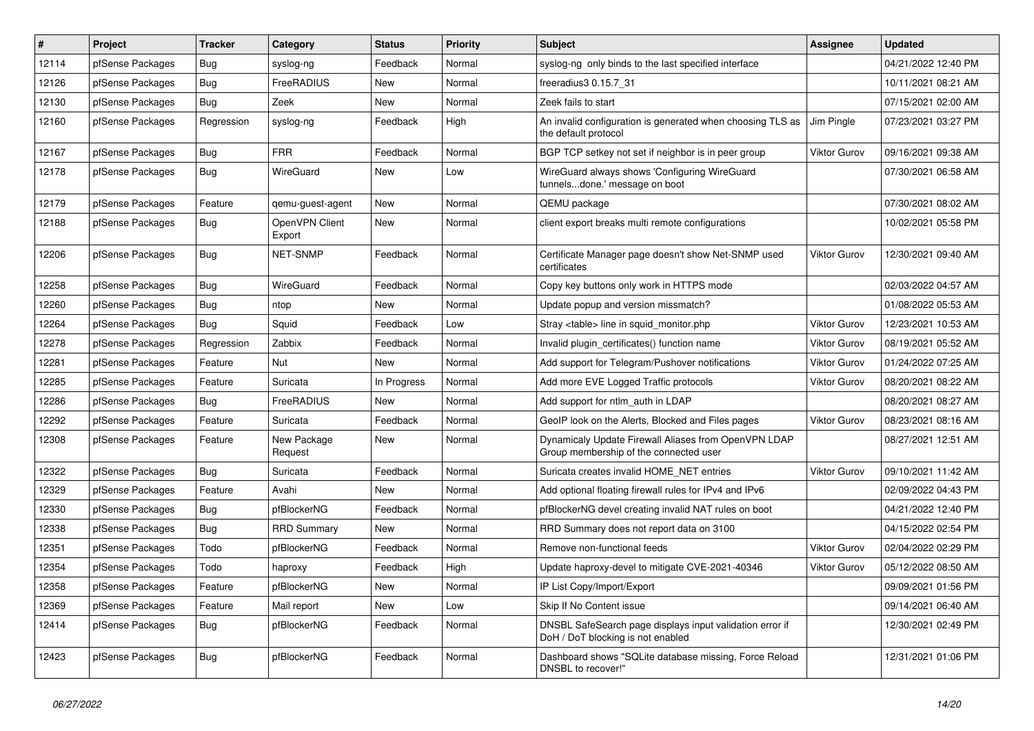| # | Project | Tracker | Category | Status | Priority | Subject | Assignee | Updated |
|---|---|---|---|---|---|---|---|---|
| 12114 | pfSense Packages | Bug | syslog-ng | Feedback | Normal | syslog-ng only binds to the last specified interface | | 04/21/2022 12:40 PM |
| 12126 | pfSense Packages | Bug | FreeRADIUS | New | Normal | freeradius3 0.15.7_31 | | 10/11/2021 08:21 AM |
| 12130 | pfSense Packages | Bug | Zeek | New | Normal | Zeek fails to start | | 07/15/2021 02:00 AM |
| 12160 | pfSense Packages | Regression | syslog-ng | Feedback | High | An invalid configuration is generated when choosing TLS as the default protocol | Jim Pingle | 07/23/2021 03:27 PM |
| 12167 | pfSense Packages | Bug | FRR | Feedback | Normal | BGP TCP setkey not set if neighbor is in peer group | Viktor Gurov | 09/16/2021 09:38 AM |
| 12178 | pfSense Packages | Bug | WireGuard | New | Low | WireGuard always shows 'Configuring WireGuard tunnels...done.' message on boot | | 07/30/2021 06:58 AM |
| 12179 | pfSense Packages | Feature | qemu-guest-agent | New | Normal | QEMU package | | 07/30/2021 08:02 AM |
| 12188 | pfSense Packages | Bug | OpenVPN Client Export | New | Normal | client export breaks multi remote configurations | | 10/02/2021 05:58 PM |
| 12206 | pfSense Packages | Bug | NET-SNMP | Feedback | Normal | Certificate Manager page doesn't show Net-SNMP used certificates | Viktor Gurov | 12/30/2021 09:40 AM |
| 12258 | pfSense Packages | Bug | WireGuard | Feedback | Normal | Copy key buttons only work in HTTPS mode | | 02/03/2022 04:57 AM |
| 12260 | pfSense Packages | Bug | ntop | New | Normal | Update popup and version missmatch? | | 01/08/2022 05:53 AM |
| 12264 | pfSense Packages | Bug | Squid | Feedback | Low | Stray <table> line in squid_monitor.php | Viktor Gurov | 12/23/2021 10:53 AM |
| 12278 | pfSense Packages | Regression | Zabbix | Feedback | Normal | Invalid plugin_certificates() function name | Viktor Gurov | 08/19/2021 05:52 AM |
| 12281 | pfSense Packages | Feature | Nut | New | Normal | Add support for Telegram/Pushover notifications | Viktor Gurov | 01/24/2022 07:25 AM |
| 12285 | pfSense Packages | Feature | Suricata | In Progress | Normal | Add more EVE Logged Traffic protocols | Viktor Gurov | 08/20/2021 08:22 AM |
| 12286 | pfSense Packages | Bug | FreeRADIUS | New | Normal | Add support for ntlm_auth in LDAP | | 08/20/2021 08:27 AM |
| 12292 | pfSense Packages | Feature | Suricata | Feedback | Normal | GeoIP look on the Alerts, Blocked and Files pages | Viktor Gurov | 08/23/2021 08:16 AM |
| 12308 | pfSense Packages | Feature | New Package Request | New | Normal | Dynamicaly Update Firewall Aliases from OpenVPN LDAP Group membership of the connected user | | 08/27/2021 12:51 AM |
| 12322 | pfSense Packages | Bug | Suricata | Feedback | Normal | Suricata creates invalid HOME_NET entries | Viktor Gurov | 09/10/2021 11:42 AM |
| 12329 | pfSense Packages | Feature | Avahi | New | Normal | Add optional floating firewall rules for IPv4 and IPv6 | | 02/09/2022 04:43 PM |
| 12330 | pfSense Packages | Bug | pfBlockerNG | Feedback | Normal | pfBlockerNG devel creating invalid NAT rules on boot | | 04/21/2022 12:40 PM |
| 12338 | pfSense Packages | Bug | RRD Summary | New | Normal | RRD Summary does not report data on 3100 | | 04/15/2022 02:54 PM |
| 12351 | pfSense Packages | Todo | pfBlockerNG | Feedback | Normal | Remove non-functional feeds | Viktor Gurov | 02/04/2022 02:29 PM |
| 12354 | pfSense Packages | Todo | haproxy | Feedback | High | Update haproxy-devel to mitigate CVE-2021-40346 | Viktor Gurov | 05/12/2022 08:50 AM |
| 12358 | pfSense Packages | Feature | pfBlockerNG | New | Normal | IP List Copy/Import/Export | | 09/09/2021 01:56 PM |
| 12369 | pfSense Packages | Feature | Mail report | New | Low | Skip If No Content issue | | 09/14/2021 06:40 AM |
| 12414 | pfSense Packages | Bug | pfBlockerNG | Feedback | Normal | DNSBL SafeSearch page displays input validation error if DoH / DoT blocking is not enabled | | 12/30/2021 02:49 PM |
| 12423 | pfSense Packages | Bug | pfBlockerNG | Feedback | Normal | Dashboard shows "SQLite database missing, Force Reload DNSBL to recover!" | | 12/31/2021 01:06 PM |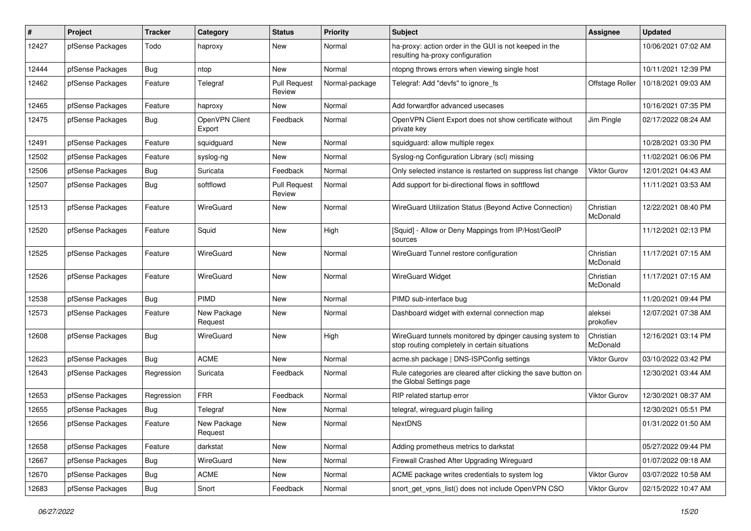| # | Project | Tracker | Category | Status | Priority | Subject | Assignee | Updated |
|---|---|---|---|---|---|---|---|---|
| 12427 | pfSense Packages | Todo | haproxy | New | Normal | ha-proxy: action order in the GUI is not keeped in the resulting ha-proxy configuration | | 10/06/2021 07:02 AM |
| 12444 | pfSense Packages | Bug | ntop | New | Normal | ntopng throws errors when viewing single host | | 10/11/2021 12:39 PM |
| 12462 | pfSense Packages | Feature | Telegraf | Pull Request Review | Normal-package | Telegraf: Add "devfs" to ignore_fs | Offstage Roller | 10/18/2021 09:03 AM |
| 12465 | pfSense Packages | Feature | haproxy | New | Normal | Add forwardfor advanced usecases | | 10/16/2021 07:35 PM |
| 12475 | pfSense Packages | Bug | OpenVPN Client Export | Feedback | Normal | OpenVPN Client Export does not show certificate without private key | Jim Pingle | 02/17/2022 08:24 AM |
| 12491 | pfSense Packages | Feature | squidguard | New | Normal | squidguard: allow multiple regex | | 10/28/2021 03:30 PM |
| 12502 | pfSense Packages | Feature | syslog-ng | New | Normal | Syslog-ng Configuration Library (scl) missing | | 11/02/2021 06:06 PM |
| 12506 | pfSense Packages | Bug | Suricata | Feedback | Normal | Only selected instance is restarted on suppress list change | Viktor Gurov | 12/01/2021 04:43 AM |
| 12507 | pfSense Packages | Bug | softflowd | Pull Request Review | Normal | Add support for bi-directional flows in softflowd | | 11/11/2021 03:53 AM |
| 12513 | pfSense Packages | Feature | WireGuard | New | Normal | WireGuard Utilization Status (Beyond Active Connection) | Christian McDonald | 12/22/2021 08:40 PM |
| 12520 | pfSense Packages | Feature | Squid | New | High | [Squid] - Allow or Deny Mappings from IP/Host/GeoIP sources | | 11/12/2021 02:13 PM |
| 12525 | pfSense Packages | Feature | WireGuard | New | Normal | WireGuard Tunnel restore configuration | Christian McDonald | 11/17/2021 07:15 AM |
| 12526 | pfSense Packages | Feature | WireGuard | New | Normal | WireGuard Widget | Christian McDonald | 11/17/2021 07:15 AM |
| 12538 | pfSense Packages | Bug | PIMD | New | Normal | PIMD sub-interface bug | | 11/20/2021 09:44 PM |
| 12573 | pfSense Packages | Feature | New Package Request | New | Normal | Dashboard widget with external connection map | aleksei prokofiev | 12/07/2021 07:38 AM |
| 12608 | pfSense Packages | Bug | WireGuard | New | High | WireGuard tunnels monitored by dpinger causing system to stop routing completely in certain situations | Christian McDonald | 12/16/2021 03:14 PM |
| 12623 | pfSense Packages | Bug | ACME | New | Normal | acme.sh package \| DNS-ISPConfig settings | Viktor Gurov | 03/10/2022 03:42 PM |
| 12643 | pfSense Packages | Regression | Suricata | Feedback | Normal | Rule categories are cleared after clicking the save button on the Global Settings page | | 12/30/2021 03:44 AM |
| 12653 | pfSense Packages | Regression | FRR | Feedback | Normal | RIP related startup error | Viktor Gurov | 12/30/2021 08:37 AM |
| 12655 | pfSense Packages | Bug | Telegraf | New | Normal | telegraf, wireguard plugin failing | | 12/30/2021 05:51 PM |
| 12656 | pfSense Packages | Feature | New Package Request | New | Normal | NextDNS | | 01/31/2022 01:50 AM |
| 12658 | pfSense Packages | Feature | darkstat | New | Normal | Adding prometheus metrics to darkstat | | 05/27/2022 09:44 PM |
| 12667 | pfSense Packages | Bug | WireGuard | New | Normal | Firewall Crashed After Upgrading Wireguard | | 01/07/2022 09:18 AM |
| 12670 | pfSense Packages | Bug | ACME | New | Normal | ACME package writes credentials to system log | Viktor Gurov | 03/07/2022 10:58 AM |
| 12683 | pfSense Packages | Bug | Snort | Feedback | Normal | snort_get_vpns_list() does not include OpenVPN CSO | Viktor Gurov | 02/15/2022 10:47 AM |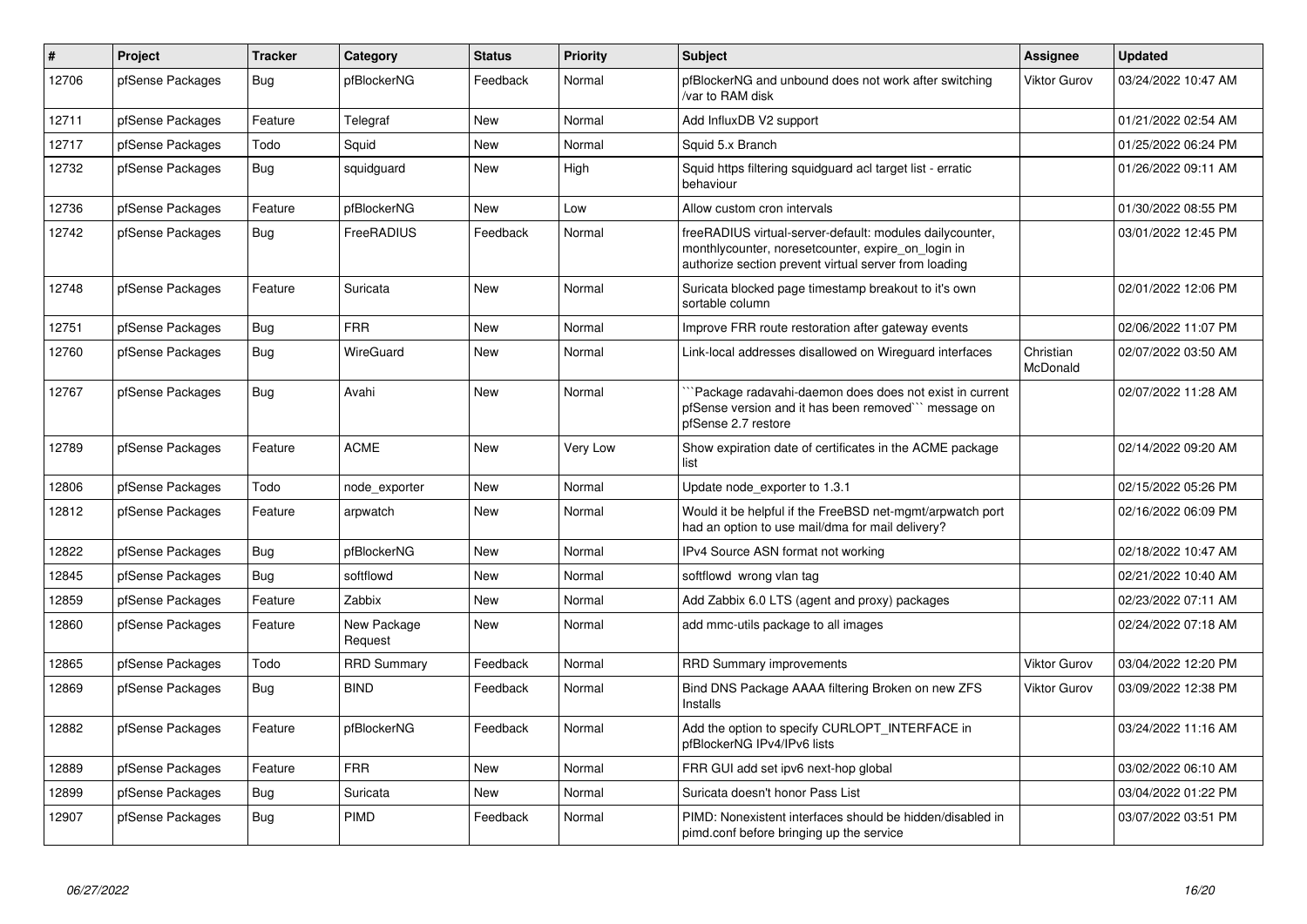| # | Project | Tracker | Category | Status | Priority | Subject | Assignee | Updated |
|---|---|---|---|---|---|---|---|---|
| 12706 | pfSense Packages | Bug | pfBlockerNG | Feedback | Normal | pfBlockerNG and unbound does not work after switching /var to RAM disk | Viktor Gurov | 03/24/2022 10:47 AM |
| 12711 | pfSense Packages | Feature | Telegraf | New | Normal | Add InfluxDB V2 support | | 01/21/2022 02:54 AM |
| 12717 | pfSense Packages | Todo | Squid | New | Normal | Squid 5.x Branch | | 01/25/2022 06:24 PM |
| 12732 | pfSense Packages | Bug | squidguard | New | High | Squid https filtering squidguard acl target list - erratic behaviour | | 01/26/2022 09:11 AM |
| 12736 | pfSense Packages | Feature | pfBlockerNG | New | Low | Allow custom cron intervals | | 01/30/2022 08:55 PM |
| 12742 | pfSense Packages | Bug | FreeRADIUS | Feedback | Normal | freeRADIUS virtual-server-default: modules dailycounter, monthlycounter, noresetcounter, expire_on_login in authorize section prevent virtual server from loading | | 03/01/2022 12:45 PM |
| 12748 | pfSense Packages | Feature | Suricata | New | Normal | Suricata blocked page timestamp breakout to it's own sortable column | | 02/01/2022 12:06 PM |
| 12751 | pfSense Packages | Bug | FRR | New | Normal | Improve FRR route restoration after gateway events | | 02/06/2022 11:07 PM |
| 12760 | pfSense Packages | Bug | WireGuard | New | Normal | Link-local addresses disallowed on Wireguard interfaces | Christian McDonald | 02/07/2022 03:50 AM |
| 12767 | pfSense Packages | Bug | Avahi | New | Normal | ```Package radavahi-daemon does does not exist in current pfSense version and it has been removed``` message on pfSense 2.7 restore | | 02/07/2022 11:28 AM |
| 12789 | pfSense Packages | Feature | ACME | New | Very Low | Show expiration date of certificates in the ACME package list | | 02/14/2022 09:20 AM |
| 12806 | pfSense Packages | Todo | node_exporter | New | Normal | Update node_exporter to 1.3.1 | | 02/15/2022 05:26 PM |
| 12812 | pfSense Packages | Feature | arpwatch | New | Normal | Would it be helpful if the FreeBSD net-mgmt/arpwatch port had an option to use mail/dma for mail delivery? | | 02/16/2022 06:09 PM |
| 12822 | pfSense Packages | Bug | pfBlockerNG | New | Normal | IPv4 Source ASN format not working | | 02/18/2022 10:47 AM |
| 12845 | pfSense Packages | Bug | softflowd | New | Normal | softflowd wrong vlan tag | | 02/21/2022 10:40 AM |
| 12859 | pfSense Packages | Feature | Zabbix | New | Normal | Add Zabbix 6.0 LTS (agent and proxy) packages | | 02/23/2022 07:11 AM |
| 12860 | pfSense Packages | Feature | New Package Request | New | Normal | add mmc-utils package to all images | | 02/24/2022 07:18 AM |
| 12865 | pfSense Packages | Todo | RRD Summary | Feedback | Normal | RRD Summary improvements | Viktor Gurov | 03/04/2022 12:20 PM |
| 12869 | pfSense Packages | Bug | BIND | Feedback | Normal | Bind DNS Package AAAA filtering Broken on new ZFS Installs | Viktor Gurov | 03/09/2022 12:38 PM |
| 12882 | pfSense Packages | Feature | pfBlockerNG | Feedback | Normal | Add the option to specify CURLOPT_INTERFACE in pfBlockerNG IPv4/IPv6 lists | | 03/24/2022 11:16 AM |
| 12889 | pfSense Packages | Feature | FRR | New | Normal | FRR GUI add set ipv6 next-hop global | | 03/02/2022 06:10 AM |
| 12899 | pfSense Packages | Bug | Suricata | New | Normal | Suricata doesn't honor Pass List | | 03/04/2022 01:22 PM |
| 12907 | pfSense Packages | Bug | PIMD | Feedback | Normal | PIMD: Nonexistent interfaces should be hidden/disabled in pimd.conf before bringing up the service | | 03/07/2022 03:51 PM |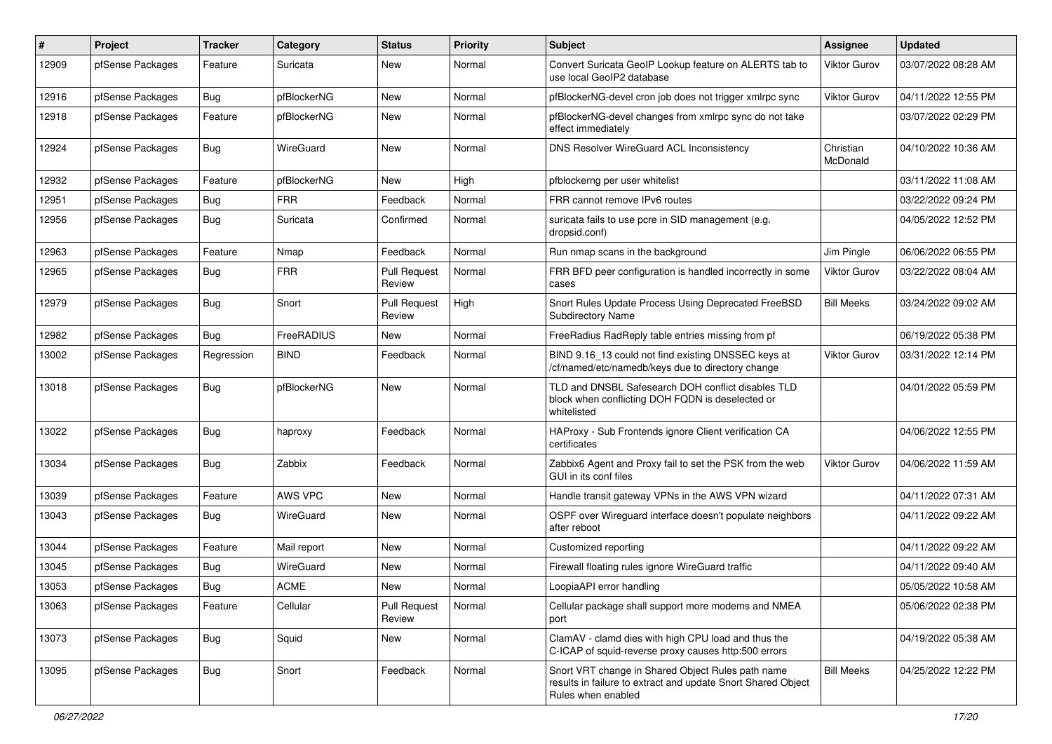| # | Project | Tracker | Category | Status | Priority | Subject | Assignee | Updated |
|---|---|---|---|---|---|---|---|---|
| 12909 | pfSense Packages | Feature | Suricata | New | Normal | Convert Suricata GeoIP Lookup feature on ALERTS tab to use local GeoIP2 database | Viktor Gurov | 03/07/2022 08:28 AM |
| 12916 | pfSense Packages | Bug | pfBlockerNG | New | Normal | pfBlockerNG-devel cron job does not trigger xmlrpc sync | Viktor Gurov | 04/11/2022 12:55 PM |
| 12918 | pfSense Packages | Feature | pfBlockerNG | New | Normal | pfBlockerNG-devel changes from xmlrpc sync do not take effect immediately | | 03/07/2022 02:29 PM |
| 12924 | pfSense Packages | Bug | WireGuard | New | Normal | DNS Resolver WireGuard ACL Inconsistency | Christian McDonald | 04/10/2022 10:36 AM |
| 12932 | pfSense Packages | Feature | pfBlockerNG | New | High | pfblockerng per user whitelist | | 03/11/2022 11:08 AM |
| 12951 | pfSense Packages | Bug | FRR | Feedback | Normal | FRR cannot remove IPv6 routes | | 03/22/2022 09:24 PM |
| 12956 | pfSense Packages | Bug | Suricata | Confirmed | Normal | suricata fails to use pcre in SID management (e.g. dropsid.conf) | | 04/05/2022 12:52 PM |
| 12963 | pfSense Packages | Feature | Nmap | Feedback | Normal | Run nmap scans in the background | Jim Pingle | 06/06/2022 06:55 PM |
| 12965 | pfSense Packages | Bug | FRR | Pull Request Review | Normal | FRR BFD peer configuration is handled incorrectly in some cases | Viktor Gurov | 03/22/2022 08:04 AM |
| 12979 | pfSense Packages | Bug | Snort | Pull Request Review | High | Snort Rules Update Process Using Deprecated FreeBSD Subdirectory Name | Bill Meeks | 03/24/2022 09:02 AM |
| 12982 | pfSense Packages | Bug | FreeRADIUS | New | Normal | FreeRadius RadReply table entries missing from pf | | 06/19/2022 05:38 PM |
| 13002 | pfSense Packages | Regression | BIND | Feedback | Normal | BIND 9.16_13 could not find existing DNSSEC keys at /cf/named/etc/namedb/keys due to directory change | Viktor Gurov | 03/31/2022 12:14 PM |
| 13018 | pfSense Packages | Bug | pfBlockerNG | New | Normal | TLD and DNSBL Safesearch DOH conflict disables TLD block when conflicting DOH FQDN is deselected or whitelisted | | 04/01/2022 05:59 PM |
| 13022 | pfSense Packages | Bug | haproxy | Feedback | Normal | HAProxy - Sub Frontends ignore Client verification CA certificates | | 04/06/2022 12:55 PM |
| 13034 | pfSense Packages | Bug | Zabbix | Feedback | Normal | Zabbix6 Agent and Proxy fail to set the PSK from the web GUI in its conf files | Viktor Gurov | 04/06/2022 11:59 AM |
| 13039 | pfSense Packages | Feature | AWS VPC | New | Normal | Handle transit gateway VPNs in the AWS VPN wizard | | 04/11/2022 07:31 AM |
| 13043 | pfSense Packages | Bug | WireGuard | New | Normal | OSPF over Wireguard interface doesn't populate neighbors after reboot | | 04/11/2022 09:22 AM |
| 13044 | pfSense Packages | Feature | Mail report | New | Normal | Customized reporting | | 04/11/2022 09:22 AM |
| 13045 | pfSense Packages | Bug | WireGuard | New | Normal | Firewall floating rules ignore WireGuard traffic | | 04/11/2022 09:40 AM |
| 13053 | pfSense Packages | Bug | ACME | New | Normal | LoopiaAPI error handling | | 05/05/2022 10:58 AM |
| 13063 | pfSense Packages | Feature | Cellular | Pull Request Review | Normal | Cellular package shall support more modems and NMEA port | | 05/06/2022 02:38 PM |
| 13073 | pfSense Packages | Bug | Squid | New | Normal | ClamAV - clamd dies with high CPU load and thus the C-ICAP of squid-reverse proxy causes http:500 errors | | 04/19/2022 05:38 AM |
| 13095 | pfSense Packages | Bug | Snort | Feedback | Normal | Snort VRT change in Shared Object Rules path name results in failure to extract and update Snort Shared Object Rules when enabled | Bill Meeks | 04/25/2022 12:22 PM |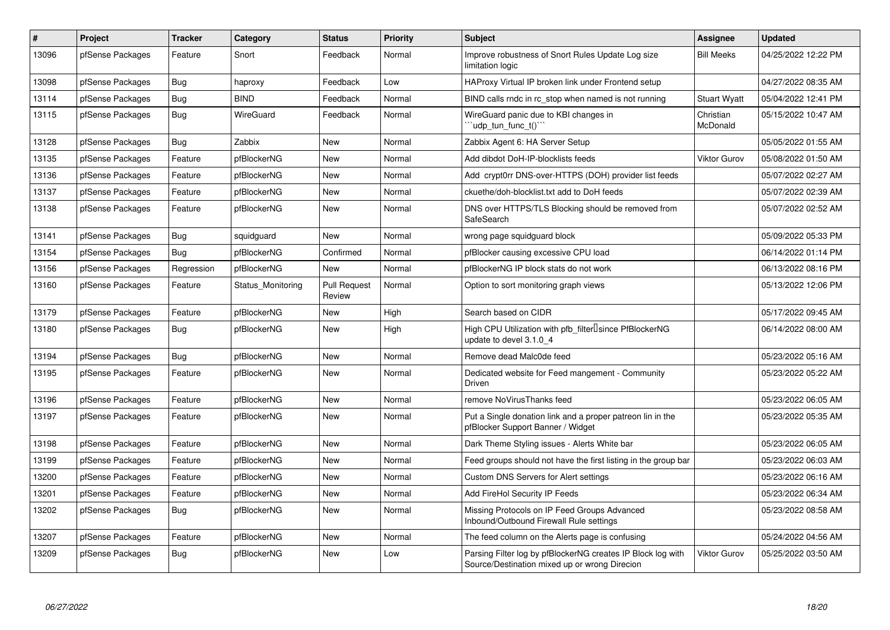| # | Project | Tracker | Category | Status | Priority | Subject | Assignee | Updated |
|---|---|---|---|---|---|---|---|---|
| 13096 | pfSense Packages | Feature | Snort | Feedback | Normal | Improve robustness of Snort Rules Update Log size limitation logic | Bill Meeks | 04/25/2022 12:22 PM |
| 13098 | pfSense Packages | Bug | haproxy | Feedback | Low | HAProxy Virtual IP broken link under Frontend setup | | 04/27/2022 08:35 AM |
| 13114 | pfSense Packages | Bug | BIND | Feedback | Normal | BIND calls rndc in rc_stop when named is not running | Stuart Wyatt | 05/04/2022 12:41 PM |
| 13115 | pfSense Packages | Bug | WireGuard | Feedback | Normal | WireGuard panic due to KBI changes in ```udp_tun_func_t()``` | Christian McDonald | 05/15/2022 10:47 AM |
| 13128 | pfSense Packages | Bug | Zabbix | New | Normal | Zabbix Agent 6: HA Server Setup | | 05/05/2022 01:55 AM |
| 13135 | pfSense Packages | Feature | pfBlockerNG | New | Normal | Add dibdot DoH-IP-blocklists feeds | Viktor Gurov | 05/08/2022 01:50 AM |
| 13136 | pfSense Packages | Feature | pfBlockerNG | New | Normal | Add crypt0rr DNS-over-HTTPS (DOH) provider list feeds | | 05/07/2022 02:27 AM |
| 13137 | pfSense Packages | Feature | pfBlockerNG | New | Normal | ckuethe/doh-blocklist.txt add to DoH feeds | | 05/07/2022 02:39 AM |
| 13138 | pfSense Packages | Feature | pfBlockerNG | New | Normal | DNS over HTTPS/TLS Blocking should be removed from SafeSearch | | 05/07/2022 02:52 AM |
| 13141 | pfSense Packages | Bug | squidguard | New | Normal | wrong page squidguard block | | 05/09/2022 05:33 PM |
| 13154 | pfSense Packages | Bug | pfBlockerNG | Confirmed | Normal | pfBlocker causing excessive CPU load | | 06/14/2022 01:14 PM |
| 13156 | pfSense Packages | Regression | pfBlockerNG | New | Normal | pfBlockerNG IP block stats do not work | | 06/13/2022 08:16 PM |
| 13160 | pfSense Packages | Feature | Status_Monitoring | Pull Request Review | Normal | Option to sort monitoring graph views | | 05/13/2022 12:06 PM |
| 13179 | pfSense Packages | Feature | pfBlockerNG | New | High | Search based on CIDR | | 05/17/2022 09:45 AM |
| 13180 | pfSense Packages | Bug | pfBlockerNG | New | High | High CPU Utilization with pfb_filter since PfBlockerNG update to devel 3.1.0_4 | | 06/14/2022 08:00 AM |
| 13194 | pfSense Packages | Bug | pfBlockerNG | New | Normal | Remove dead Malc0de feed | | 05/23/2022 05:16 AM |
| 13195 | pfSense Packages | Feature | pfBlockerNG | New | Normal | Dedicated website for Feed mangement - Community Driven | | 05/23/2022 05:22 AM |
| 13196 | pfSense Packages | Feature | pfBlockerNG | New | Normal | remove NoVirusThanks feed | | 05/23/2022 06:05 AM |
| 13197 | pfSense Packages | Feature | pfBlockerNG | New | Normal | Put a Single donation link and a proper patreon lin in the pfBlocker Support Banner / Widget | | 05/23/2022 05:35 AM |
| 13198 | pfSense Packages | Feature | pfBlockerNG | New | Normal | Dark Theme Styling issues - Alerts White bar | | 05/23/2022 06:05 AM |
| 13199 | pfSense Packages | Feature | pfBlockerNG | New | Normal | Feed groups should not have the first listing in the group bar | | 05/23/2022 06:03 AM |
| 13200 | pfSense Packages | Feature | pfBlockerNG | New | Normal | Custom DNS Servers for Alert settings | | 05/23/2022 06:16 AM |
| 13201 | pfSense Packages | Feature | pfBlockerNG | New | Normal | Add FireHol Security IP Feeds | | 05/23/2022 06:34 AM |
| 13202 | pfSense Packages | Bug | pfBlockerNG | New | Normal | Missing Protocols on IP Feed Groups Advanced Inbound/Outbound Firewall Rule settings | | 05/23/2022 08:58 AM |
| 13207 | pfSense Packages | Feature | pfBlockerNG | New | Normal | The feed column on the Alerts page is confusing | | 05/24/2022 04:56 AM |
| 13209 | pfSense Packages | Bug | pfBlockerNG | New | Low | Parsing Filter log by pfBlockerNG creates IP Block log with Source/Destination mixed up or wrong Direcion | Viktor Gurov | 05/25/2022 03:50 AM |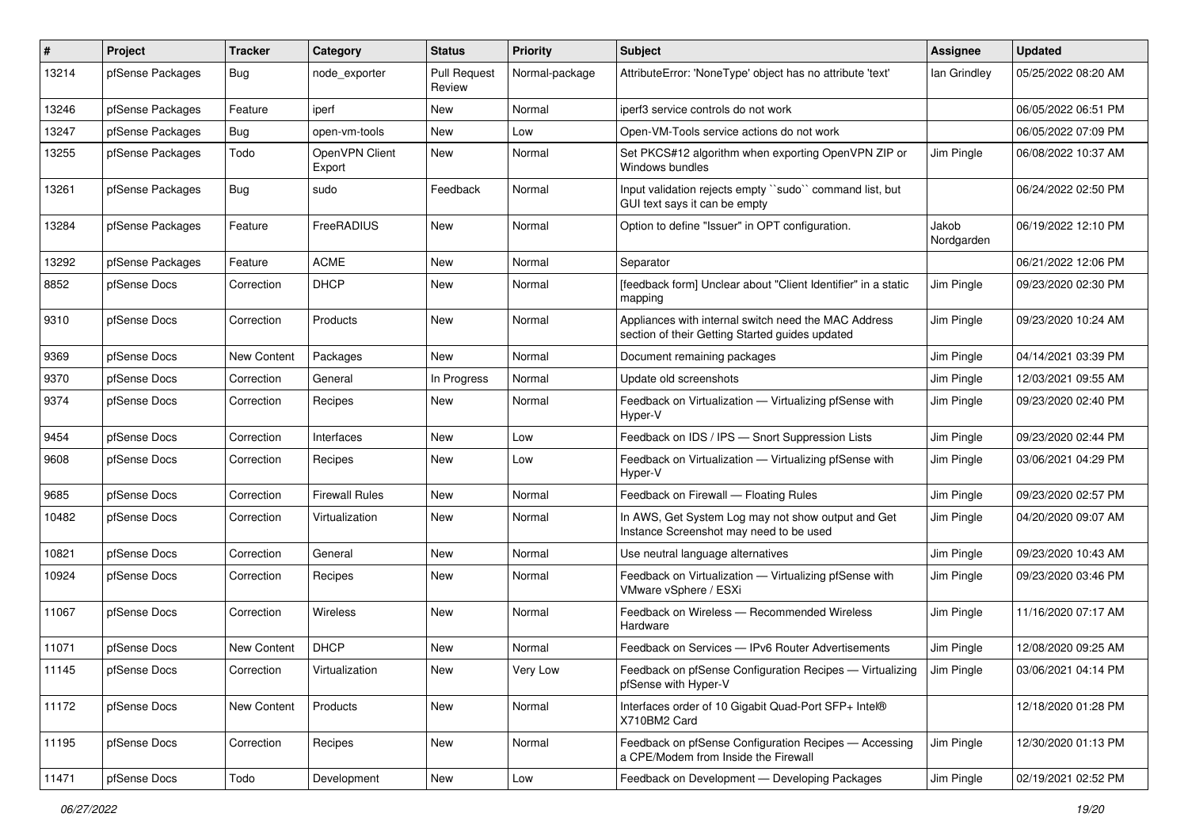| # | Project | Tracker | Category | Status | Priority | Subject | Assignee | Updated |
|---|---|---|---|---|---|---|---|---|
| 13214 | pfSense Packages | Bug | node_exporter | Pull Request Review | Normal-package | AttributeError: 'NoneType' object has no attribute 'text' | Ian Grindley | 05/25/2022 08:20 AM |
| 13246 | pfSense Packages | Feature | iperf | New | Normal | iperf3 service controls do not work | | 06/05/2022 06:51 PM |
| 13247 | pfSense Packages | Bug | open-vm-tools | New | Low | Open-VM-Tools service actions do not work | | 06/05/2022 07:09 PM |
| 13255 | pfSense Packages | Todo | OpenVPN Client Export | New | Normal | Set PKCS#12 algorithm when exporting OpenVPN ZIP or Windows bundles | Jim Pingle | 06/08/2022 10:37 AM |
| 13261 | pfSense Packages | Bug | sudo | Feedback | Normal | Input validation rejects empty ``sudo`` command list, but GUI text says it can be empty | | 06/24/2022 02:50 PM |
| 13284 | pfSense Packages | Feature | FreeRADIUS | New | Normal | Option to define "Issuer" in OPT configuration. | Jakob Nordgarden | 06/19/2022 12:10 PM |
| 13292 | pfSense Packages | Feature | ACME | New | Normal | Separator | | 06/21/2022 12:06 PM |
| 8852 | pfSense Docs | Correction | DHCP | New | Normal | [feedback form] Unclear about "Client Identifier" in a static mapping | Jim Pingle | 09/23/2020 02:30 PM |
| 9310 | pfSense Docs | Correction | Products | New | Normal | Appliances with internal switch need the MAC Address section of their Getting Started guides updated | Jim Pingle | 09/23/2020 10:24 AM |
| 9369 | pfSense Docs | New Content | Packages | New | Normal | Document remaining packages | Jim Pingle | 04/14/2021 03:39 PM |
| 9370 | pfSense Docs | Correction | General | In Progress | Normal | Update old screenshots | Jim Pingle | 12/03/2021 09:55 AM |
| 9374 | pfSense Docs | Correction | Recipes | New | Normal | Feedback on Virtualization — Virtualizing pfSense with Hyper-V | Jim Pingle | 09/23/2020 02:40 PM |
| 9454 | pfSense Docs | Correction | Interfaces | New | Low | Feedback on IDS / IPS — Snort Suppression Lists | Jim Pingle | 09/23/2020 02:44 PM |
| 9608 | pfSense Docs | Correction | Recipes | New | Low | Feedback on Virtualization — Virtualizing pfSense with Hyper-V | Jim Pingle | 03/06/2021 04:29 PM |
| 9685 | pfSense Docs | Correction | Firewall Rules | New | Normal | Feedback on Firewall — Floating Rules | Jim Pingle | 09/23/2020 02:57 PM |
| 10482 | pfSense Docs | Correction | Virtualization | New | Normal | In AWS, Get System Log may not show output and Get Instance Screenshot may need to be used | Jim Pingle | 04/20/2020 09:07 AM |
| 10821 | pfSense Docs | Correction | General | New | Normal | Use neutral language alternatives | Jim Pingle | 09/23/2020 10:43 AM |
| 10924 | pfSense Docs | Correction | Recipes | New | Normal | Feedback on Virtualization — Virtualizing pfSense with VMware vSphere / ESXi | Jim Pingle | 09/23/2020 03:46 PM |
| 11067 | pfSense Docs | Correction | Wireless | New | Normal | Feedback on Wireless — Recommended Wireless Hardware | Jim Pingle | 11/16/2020 07:17 AM |
| 11071 | pfSense Docs | New Content | DHCP | New | Normal | Feedback on Services — IPv6 Router Advertisements | Jim Pingle | 12/08/2020 09:25 AM |
| 11145 | pfSense Docs | Correction | Virtualization | New | Very Low | Feedback on pfSense Configuration Recipes — Virtualizing pfSense with Hyper-V | Jim Pingle | 03/06/2021 04:14 PM |
| 11172 | pfSense Docs | New Content | Products | New | Normal | Interfaces order of 10 Gigabit Quad-Port SFP+ Intel® X710BM2 Card | | 12/18/2020 01:28 PM |
| 11195 | pfSense Docs | Correction | Recipes | New | Normal | Feedback on pfSense Configuration Recipes — Accessing a CPE/Modem from Inside the Firewall | Jim Pingle | 12/30/2020 01:13 PM |
| 11471 | pfSense Docs | Todo | Development | New | Low | Feedback on Development — Developing Packages | Jim Pingle | 02/19/2021 02:52 PM |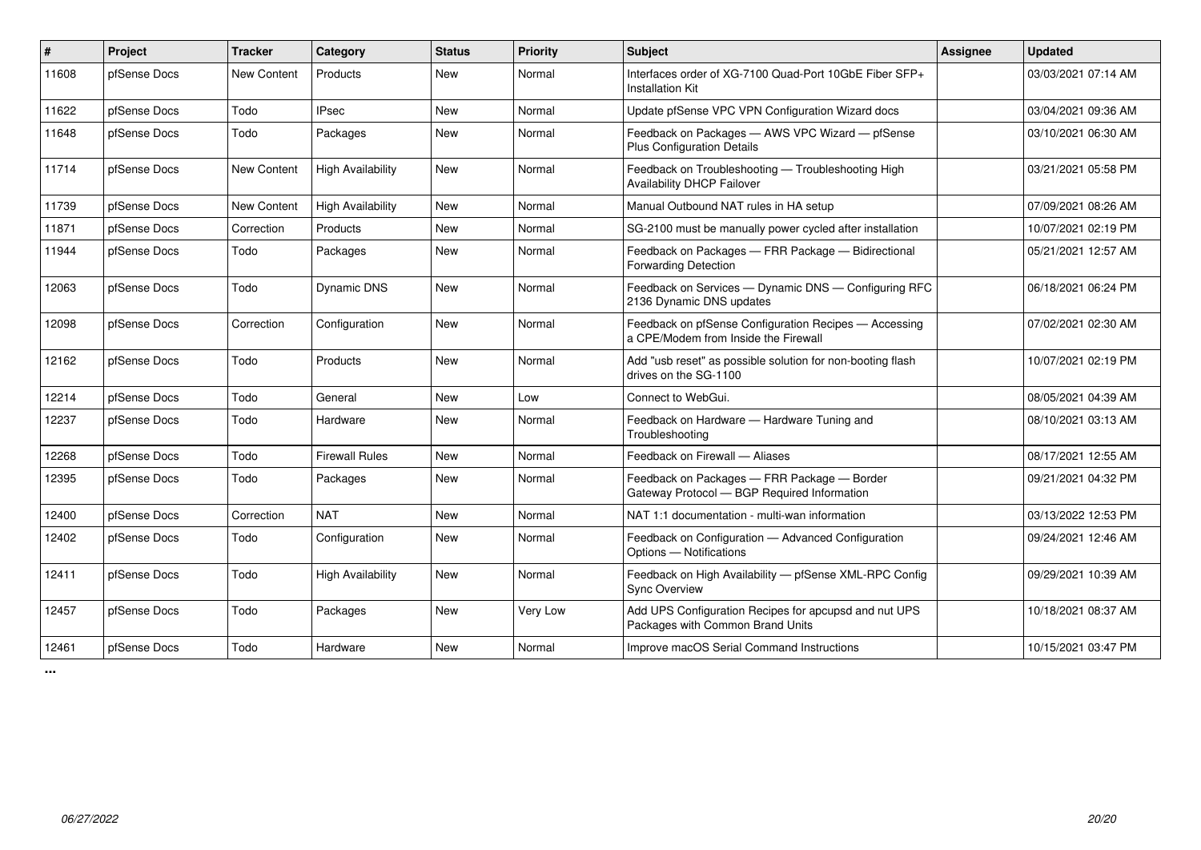| # | Project | Tracker | Category | Status | Priority | Subject | Assignee | Updated |
|---|---|---|---|---|---|---|---|---|
| 11608 | pfSense Docs | New Content | Products | New | Normal | Interfaces order of XG-7100 Quad-Port 10GbE Fiber SFP+ Installation Kit | | 03/03/2021 07:14 AM |
| 11622 | pfSense Docs | Todo | IPsec | New | Normal | Update pfSense VPC VPN Configuration Wizard docs | | 03/04/2021 09:36 AM |
| 11648 | pfSense Docs | Todo | Packages | New | Normal | Feedback on Packages — AWS VPC Wizard — pfSense Plus Configuration Details | | 03/10/2021 06:30 AM |
| 11714 | pfSense Docs | New Content | High Availability | New | Normal | Feedback on Troubleshooting — Troubleshooting High Availability DHCP Failover | | 03/21/2021 05:58 PM |
| 11739 | pfSense Docs | New Content | High Availability | New | Normal | Manual Outbound NAT rules in HA setup | | 07/09/2021 08:26 AM |
| 11871 | pfSense Docs | Correction | Products | New | Normal | SG-2100 must be manually power cycled after installation | | 10/07/2021 02:19 PM |
| 11944 | pfSense Docs | Todo | Packages | New | Normal | Feedback on Packages — FRR Package — Bidirectional Forwarding Detection | | 05/21/2021 12:57 AM |
| 12063 | pfSense Docs | Todo | Dynamic DNS | New | Normal | Feedback on Services — Dynamic DNS — Configuring RFC 2136 Dynamic DNS updates | | 06/18/2021 06:24 PM |
| 12098 | pfSense Docs | Correction | Configuration | New | Normal | Feedback on pfSense Configuration Recipes — Accessing a CPE/Modem from Inside the Firewall | | 07/02/2021 02:30 AM |
| 12162 | pfSense Docs | Todo | Products | New | Normal | Add "usb reset" as possible solution for non-booting flash drives on the SG-1100 | | 10/07/2021 02:19 PM |
| 12214 | pfSense Docs | Todo | General | New | Low | Connect to WebGui. | | 08/05/2021 04:39 AM |
| 12237 | pfSense Docs | Todo | Hardware | New | Normal | Feedback on Hardware — Hardware Tuning and Troubleshooting | | 08/10/2021 03:13 AM |
| 12268 | pfSense Docs | Todo | Firewall Rules | New | Normal | Feedback on Firewall — Aliases | | 08/17/2021 12:55 AM |
| 12395 | pfSense Docs | Todo | Packages | New | Normal | Feedback on Packages — FRR Package — Border Gateway Protocol — BGP Required Information | | 09/21/2021 04:32 PM |
| 12400 | pfSense Docs | Correction | NAT | New | Normal | NAT 1:1 documentation - multi-wan information | | 03/13/2022 12:53 PM |
| 12402 | pfSense Docs | Todo | Configuration | New | Normal | Feedback on Configuration — Advanced Configuration Options — Notifications | | 09/24/2021 12:46 AM |
| 12411 | pfSense Docs | Todo | High Availability | New | Normal | Feedback on High Availability — pfSense XML-RPC Config Sync Overview | | 09/29/2021 10:39 AM |
| 12457 | pfSense Docs | Todo | Packages | New | Very Low | Add UPS Configuration Recipes for apcupsd and nut UPS Packages with Common Brand Units | | 10/18/2021 08:37 AM |
| 12461 | pfSense Docs | Todo | Hardware | New | Normal | Improve macOS Serial Command Instructions | | 10/15/2021 03:47 PM |

...